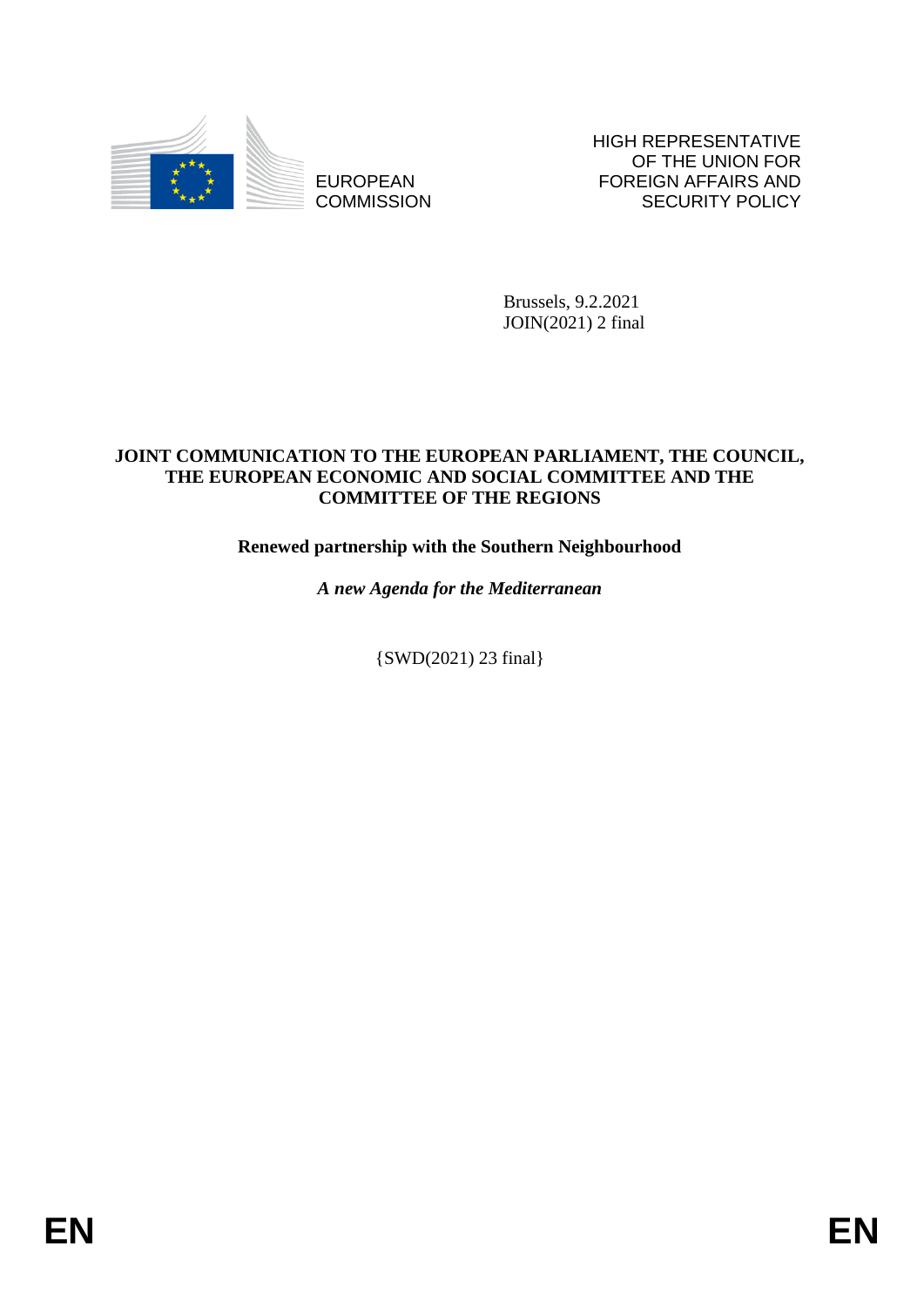EUROPEAN COMMISSION

HIGH REPRESENTATIVE OF THE UNION FOR FOREIGN AFFAIRS AND SECURITY POLICY

Brussels, 9.2.2021
JOIN(2021) 2 final

**JOINT COMMUNICATION TO THE EUROPEAN PARLIAMENT, THE COUNCIL, THE EUROPEAN ECONOMIC AND SOCIAL COMMITTEE AND THE COMMITTEE OF THE REGIONS**

# Renewed partnership with the Southern Neighbourhood

***A new Agenda for the Mediterranean***

{SWD(2021) 23 final}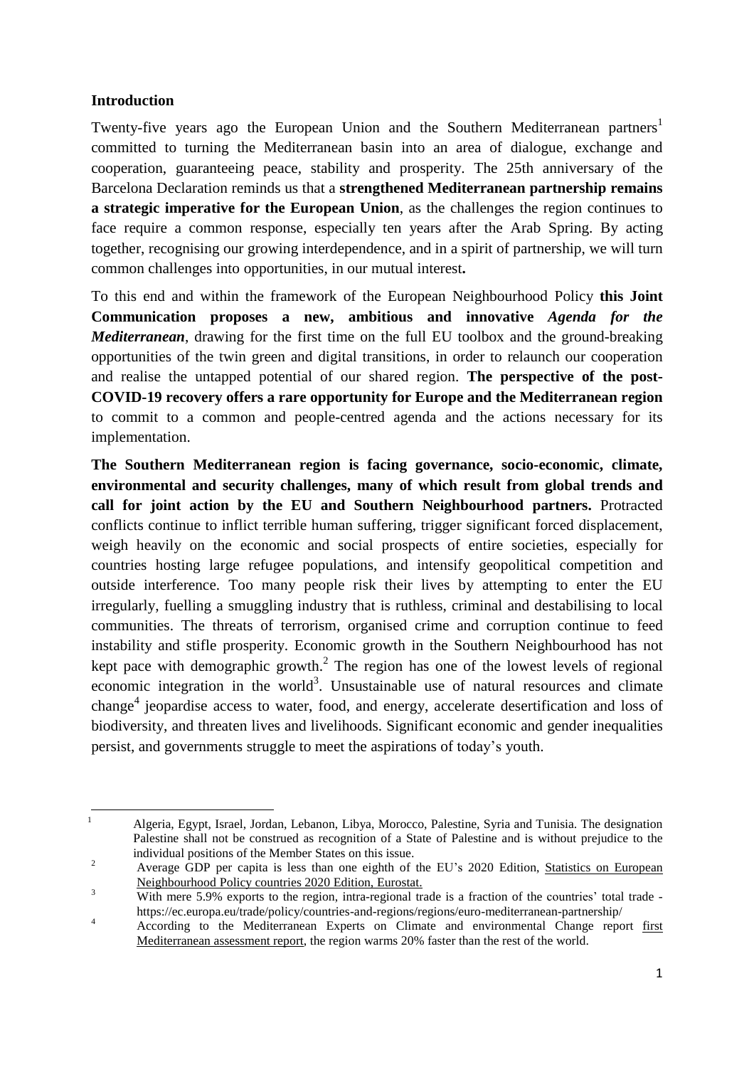## Introduction

Twenty-five years ago the European Union and the Southern Mediterranean partners[1] committed to turning the Mediterranean basin into an area of dialogue, exchange and cooperation, guaranteeing peace, stability and prosperity. The 25th anniversary of the Barcelona Declaration reminds us that a **strengthened Mediterranean partnership remains a strategic imperative for the European Union**, as the challenges the region continues to face require a common response, especially ten years after the Arab Spring. By acting together, recognising our growing interdependence, and in a spirit of partnership, we will turn common challenges into opportunities, in our mutual interest**.**

To this end and within the framework of the European Neighbourhood Policy **this Joint Communication proposes a new, ambitious and innovative** ***Agenda for the Mediterranean***, drawing for the first time on the full EU toolbox and the ground-breaking opportunities of the twin green and digital transitions, in order to relaunch our cooperation and realise the untapped potential of our shared region. **The perspective of the post-COVID-19 recovery offers a rare opportunity for Europe and the Mediterranean region** to commit to a common and people-centred agenda and the actions necessary for its implementation.

**The Southern Mediterranean region is facing governance, socio-economic, climate, environmental and security challenges, many of which result from global trends and call for joint action by the EU and Southern Neighbourhood partners.** Protracted conflicts continue to inflict terrible human suffering, trigger significant forced displacement, weigh heavily on the economic and social prospects of entire societies, especially for countries hosting large refugee populations, and intensify geopolitical competition and outside interference. Too many people risk their lives by attempting to enter the EU irregularly, fuelling a smuggling industry that is ruthless, criminal and destabilising to local communities. The threats of terrorism, organised crime and corruption continue to feed instability and stifle prosperity. Economic growth in the Southern Neighbourhood has not kept pace with demographic growth.[2] The region has one of the lowest levels of regional economic integration in the world[3]. Unsustainable use of natural resources and climate change[4] jeopardise access to water, food, and energy, accelerate desertification and loss of biodiversity, and threaten lives and livelihoods. Significant economic and gender inequalities persist, and governments struggle to meet the aspirations of today's youth.

---

[1] Algeria, Egypt, Israel, Jordan, Lebanon, Libya, Morocco, Palestine, Syria and Tunisia. The designation Palestine shall not be construed as recognition of a State of Palestine and is without prejudice to the individual positions of the Member States on this issue.

[2] Average GDP per capita is less than one eighth of the EU's 2020 Edition, Statistics on European Neighbourhood Policy countries 2020 Edition, Eurostat.

[3] With mere 5.9% exports to the region, intra-regional trade is a fraction of the countries' total trade - https://ec.europa.eu/trade/policy/countries-and-regions/regions/euro-mediterranean-partnership/

[4] According to the Mediterranean Experts on Climate and environmental Change report first Mediterranean assessment report, the region warms 20% faster than the rest of the world.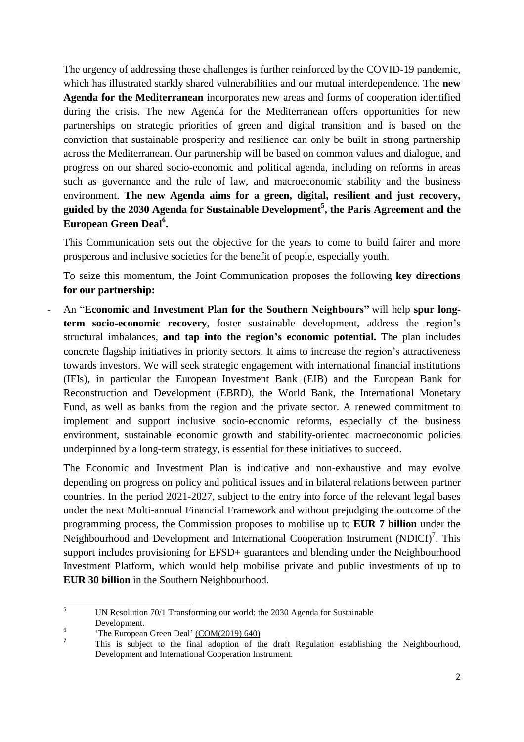The urgency of addressing these challenges is further reinforced by the COVID-19 pandemic, which has illustrated starkly shared vulnerabilities and our mutual interdependence. The **new Agenda for the Mediterranean** incorporates new areas and forms of cooperation identified during the crisis. The new Agenda for the Mediterranean offers opportunities for new partnerships on strategic priorities of green and digital transition and is based on the conviction that sustainable prosperity and resilience can only be built in strong partnership across the Mediterranean. Our partnership will be based on common values and dialogue, and progress on our shared socio-economic and political agenda, including on reforms in areas such as governance and the rule of law, and macroeconomic stability and the business environment. **The new Agenda aims for a green, digital, resilient and just recovery, guided by the 2030 Agenda for Sustainable Development[5], the Paris Agreement and the European Green Deal[6].**

This Communication sets out the objective for the years to come to build fairer and more prosperous and inclusive societies for the benefit of people, especially youth.

To seize this momentum, the Joint Communication proposes the following **key directions for our partnership:**

- An "**Economic and Investment Plan for the Southern Neighbours"** will help **spur long-term socio-economic recovery**, foster sustainable development, address the region's structural imbalances, **and tap into the region's economic potential.** The plan includes concrete flagship initiatives in priority sectors. It aims to increase the region's attractiveness towards investors. We will seek strategic engagement with international financial institutions (IFIs), in particular the European Investment Bank (EIB) and the European Bank for Reconstruction and Development (EBRD), the World Bank, the International Monetary Fund, as well as banks from the region and the private sector. A renewed commitment to implement and support inclusive socio-economic reforms, especially of the business environment, sustainable economic growth and stability-oriented macroeconomic policies underpinned by a long-term strategy, is essential for these initiatives to succeed.

  The Economic and Investment Plan is indicative and non-exhaustive and may evolve depending on progress on policy and political issues and in bilateral relations between partner countries. In the period 2021-2027, subject to the entry into force of the relevant legal bases under the next Multi-annual Financial Framework and without prejudging the outcome of the programming process, the Commission proposes to mobilise up to **EUR 7 billion** under the Neighbourhood and Development and International Cooperation Instrument (NDICI)[7]. This support includes provisioning for EFSD+ guarantees and blending under the Neighbourhood Investment Platform, which would help mobilise private and public investments of up to **EUR 30 billion** in the Southern Neighbourhood.

---

[5] UN Resolution 70/1 Transforming our world: the 2030 Agenda for Sustainable Development.

[6] 'The European Green Deal' (COM(2019) 640)

[7] This is subject to the final adoption of the draft Regulation establishing the Neighbourhood, Development and International Cooperation Instrument.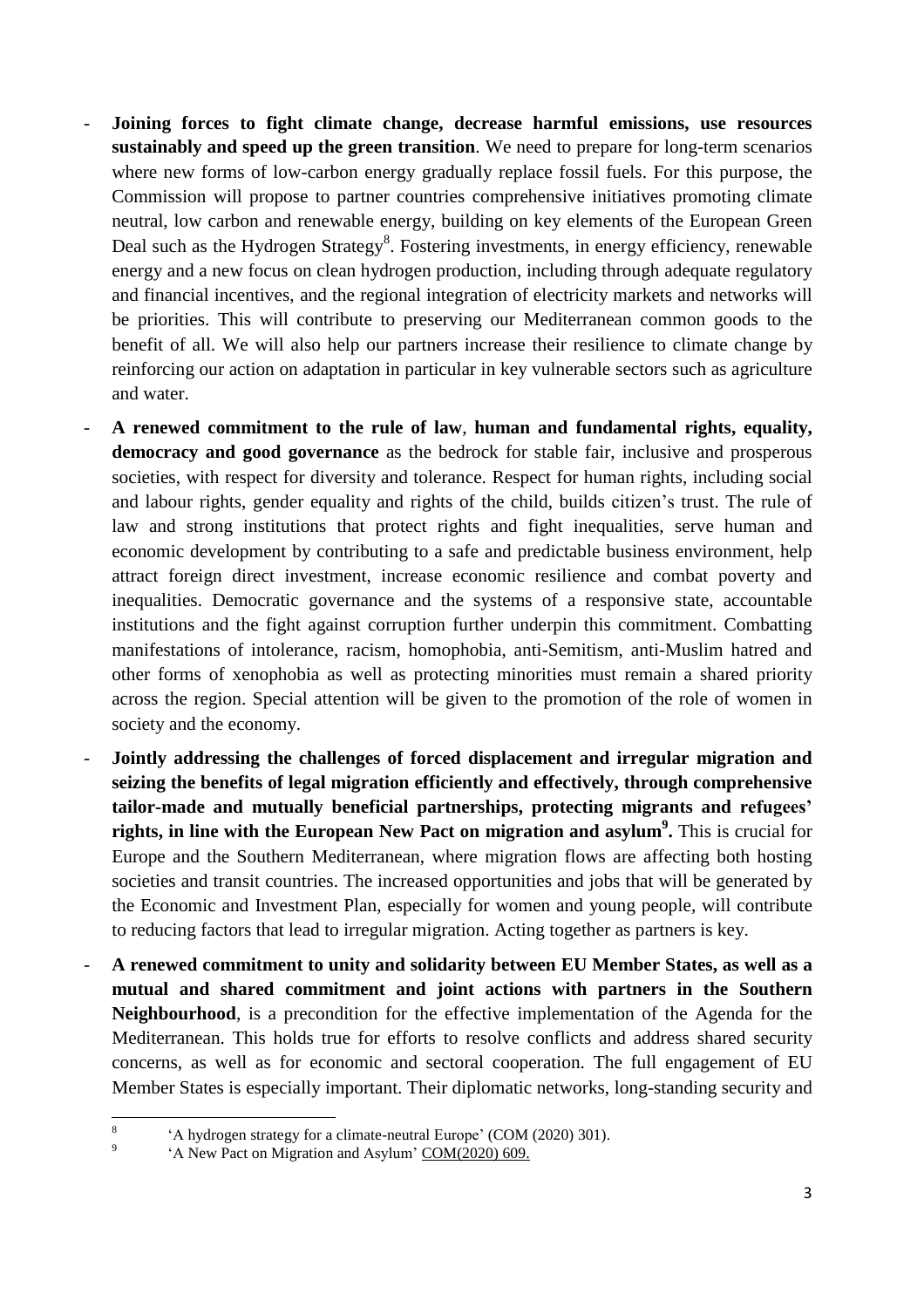- **Joining forces to fight climate change, decrease harmful emissions, use resources sustainably and speed up the green transition**. We need to prepare for long-term scenarios where new forms of low-carbon energy gradually replace fossil fuels. For this purpose, the Commission will propose to partner countries comprehensive initiatives promoting climate neutral, low carbon and renewable energy, building on key elements of the European Green Deal such as the Hydrogen Strategy[8]. Fostering investments, in energy efficiency, renewable energy and a new focus on clean hydrogen production, including through adequate regulatory and financial incentives, and the regional integration of electricity markets and networks will be priorities. This will contribute to preserving our Mediterranean common goods to the benefit of all. We will also help our partners increase their resilience to climate change by reinforcing our action on adaptation in particular in key vulnerable sectors such as agriculture and water.

- **A renewed commitment to the rule of law**, **human and fundamental rights, equality, democracy and good governance** as the bedrock for stable fair, inclusive and prosperous societies, with respect for diversity and tolerance. Respect for human rights, including social and labour rights, gender equality and rights of the child, builds citizen's trust. The rule of law and strong institutions that protect rights and fight inequalities, serve human and economic development by contributing to a safe and predictable business environment, help attract foreign direct investment, increase economic resilience and combat poverty and inequalities. Democratic governance and the systems of a responsive state, accountable institutions and the fight against corruption further underpin this commitment. Combatting manifestations of intolerance, racism, homophobia, anti-Semitism, anti-Muslim hatred and other forms of xenophobia as well as protecting minorities must remain a shared priority across the region. Special attention will be given to the promotion of the role of women in society and the economy.

- **Jointly addressing the challenges of forced displacement and irregular migration and seizing the benefits of legal migration efficiently and effectively, through comprehensive tailor-made and mutually beneficial partnerships, protecting migrants and refugees' rights, in line with the European New Pact on migration and asylum[9].** This is crucial for Europe and the Southern Mediterranean, where migration flows are affecting both hosting societies and transit countries. The increased opportunities and jobs that will be generated by the Economic and Investment Plan, especially for women and young people, will contribute to reducing factors that lead to irregular migration. Acting together as partners is key.

- **A renewed commitment to unity and solidarity between EU Member States, as well as a mutual and shared commitment and joint actions with partners in the Southern Neighbourhood**, is a precondition for the effective implementation of the Agenda for the Mediterranean. This holds true for efforts to resolve conflicts and address shared security concerns, as well as for economic and sectoral cooperation. The full engagement of EU Member States is especially important. Their diplomatic networks, long-standing security and

---

[8] 'A hydrogen strategy for a climate-neutral Europe' (COM (2020) 301).

[9] 'A New Pact on Migration and Asylum' COM(2020) 609.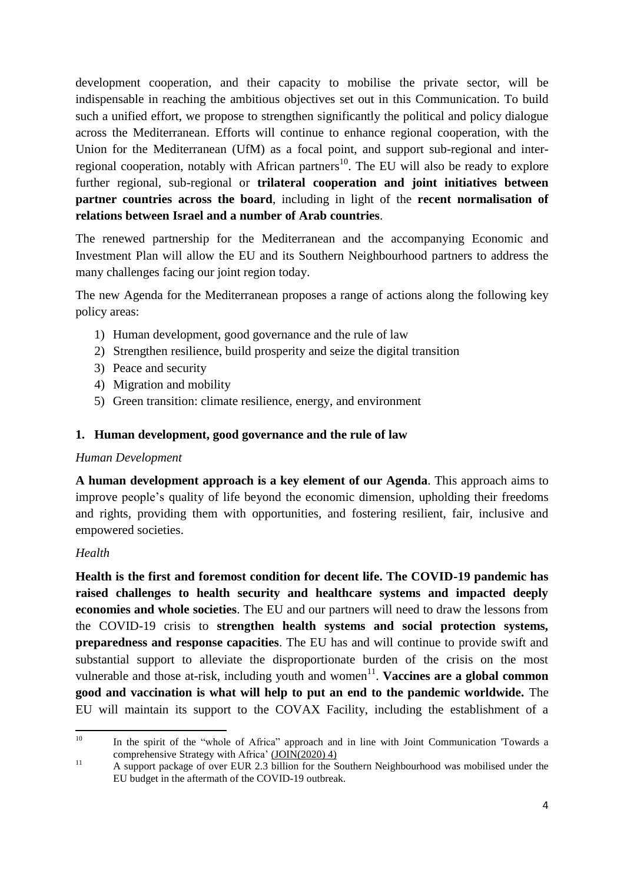development cooperation, and their capacity to mobilise the private sector, will be indispensable in reaching the ambitious objectives set out in this Communication. To build such a unified effort, we propose to strengthen significantly the political and policy dialogue across the Mediterranean. Efforts will continue to enhance regional cooperation, with the Union for the Mediterranean (UfM) as a focal point, and support sub-regional and inter-regional cooperation, notably with African partners[10]. The EU will also be ready to explore further regional, sub-regional or **trilateral cooperation and joint initiatives between partner countries across the board**, including in light of the **recent normalisation of relations between Israel and a number of Arab countries**.

The renewed partnership for the Mediterranean and the accompanying Economic and Investment Plan will allow the EU and its Southern Neighbourhood partners to address the many challenges facing our joint region today.

The new Agenda for the Mediterranean proposes a range of actions along the following key policy areas:

1) Human development, good governance and the rule of law
2) Strengthen resilience, build prosperity and seize the digital transition
3) Peace and security
4) Migration and mobility
5) Green transition: climate resilience, energy, and environment

## 1. Human development, good governance and the rule of law

*Human Development*

**A human development approach is a key element of our Agenda**. This approach aims to improve people's quality of life beyond the economic dimension, upholding their freedoms and rights, providing them with opportunities, and fostering resilient, fair, inclusive and empowered societies.

*Health*

**Health is the first and foremost condition for decent life. The COVID-19 pandemic has raised challenges to health security and healthcare systems and impacted deeply economies and whole societies**. The EU and our partners will need to draw the lessons from the COVID-19 crisis to **strengthen health systems and social protection systems, preparedness and response capacities**. The EU has and will continue to provide swift and substantial support to alleviate the disproportionate burden of the crisis on the most vulnerable and those at-risk, including youth and women[11]. **Vaccines are a global common good and vaccination is what will help to put an end to the pandemic worldwide.** The EU will maintain its support to the COVAX Facility, including the establishment of a

---

[10] In the spirit of the "whole of Africa" approach and in line with Joint Communication 'Towards a comprehensive Strategy with Africa' (JOIN(2020) 4)

[11] A support package of over EUR 2.3 billion for the Southern Neighbourhood was mobilised under the EU budget in the aftermath of the COVID-19 outbreak.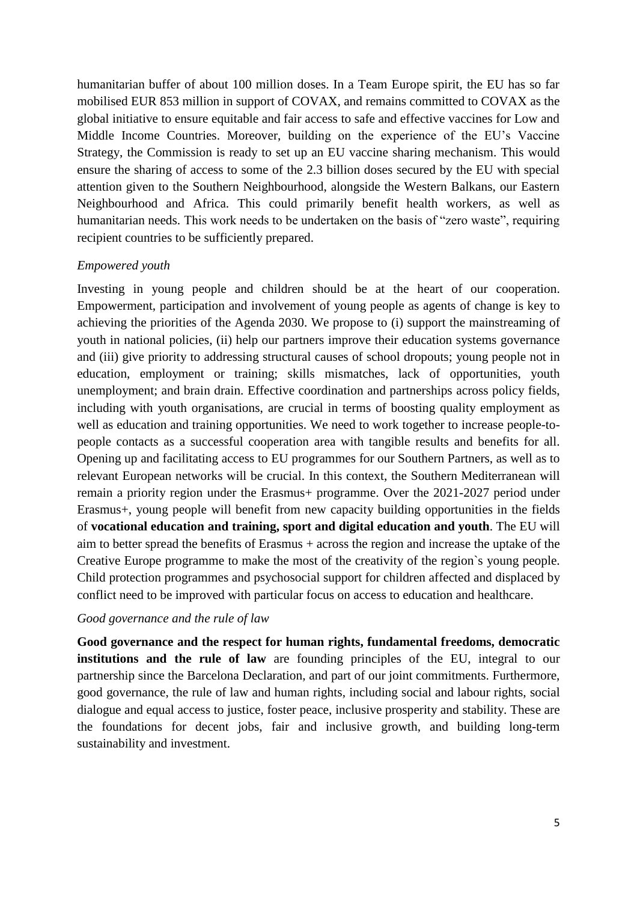humanitarian buffer of about 100 million doses. In a Team Europe spirit, the EU has so far mobilised EUR 853 million in support of COVAX, and remains committed to COVAX as the global initiative to ensure equitable and fair access to safe and effective vaccines for Low and Middle Income Countries. Moreover, building on the experience of the EU's Vaccine Strategy, the Commission is ready to set up an EU vaccine sharing mechanism. This would ensure the sharing of access to some of the 2.3 billion doses secured by the EU with special attention given to the Southern Neighbourhood, alongside the Western Balkans, our Eastern Neighbourhood and Africa. This could primarily benefit health workers, as well as humanitarian needs. This work needs to be undertaken on the basis of "zero waste", requiring recipient countries to be sufficiently prepared.

*Empowered youth*

Investing in young people and children should be at the heart of our cooperation. Empowerment, participation and involvement of young people as agents of change is key to achieving the priorities of the Agenda 2030. We propose to (i) support the mainstreaming of youth in national policies, (ii) help our partners improve their education systems governance and (iii) give priority to addressing structural causes of school dropouts; young people not in education, employment or training; skills mismatches, lack of opportunities, youth unemployment; and brain drain. Effective coordination and partnerships across policy fields, including with youth organisations, are crucial in terms of boosting quality employment as well as education and training opportunities. We need to work together to increase people-to-people contacts as a successful cooperation area with tangible results and benefits for all. Opening up and facilitating access to EU programmes for our Southern Partners, as well as to relevant European networks will be crucial. In this context, the Southern Mediterranean will remain a priority region under the Erasmus+ programme. Over the 2021-2027 period under Erasmus+, young people will benefit from new capacity building opportunities in the fields of **vocational education and training, sport and digital education and youth**. The EU will aim to better spread the benefits of Erasmus + across the region and increase the uptake of the Creative Europe programme to make the most of the creativity of the region`s young people. Child protection programmes and psychosocial support for children affected and displaced by conflict need to be improved with particular focus on access to education and healthcare.

*Good governance and the rule of law*

**Good governance and the respect for human rights, fundamental freedoms, democratic institutions and the rule of law** are founding principles of the EU, integral to our partnership since the Barcelona Declaration, and part of our joint commitments. Furthermore, good governance, the rule of law and human rights, including social and labour rights, social dialogue and equal access to justice, foster peace, inclusive prosperity and stability. These are the foundations for decent jobs, fair and inclusive growth, and building long-term sustainability and investment.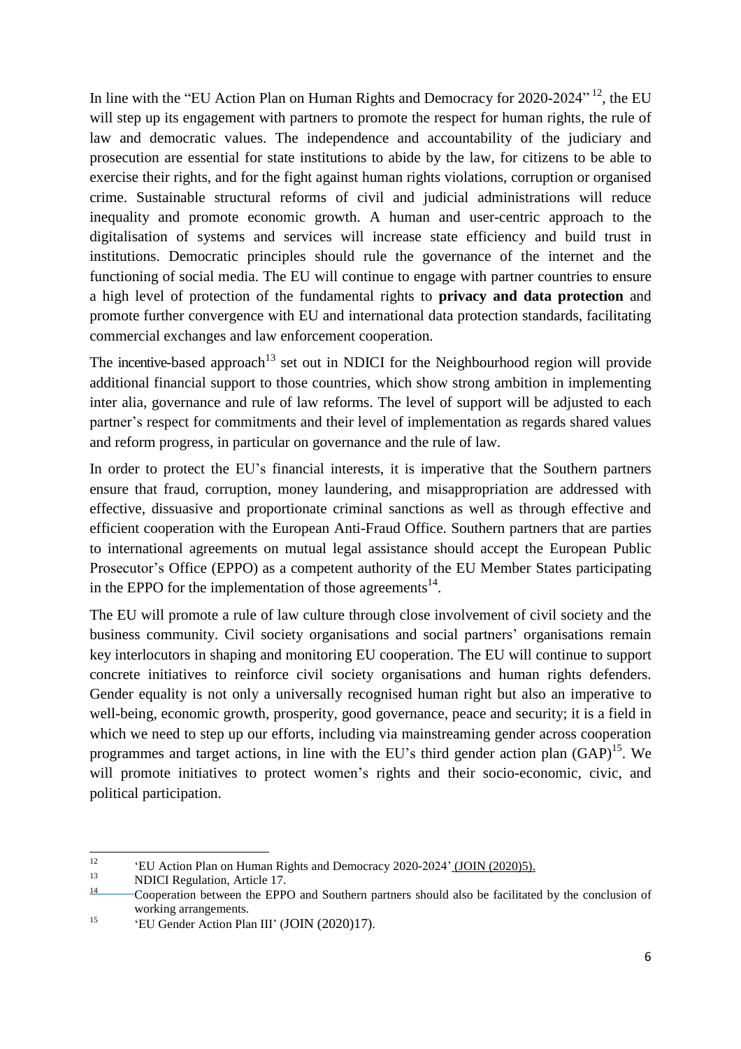In line with the "EU Action Plan on Human Rights and Democracy for 2020-2024" [12], the EU will step up its engagement with partners to promote the respect for human rights, the rule of law and democratic values. The independence and accountability of the judiciary and prosecution are essential for state institutions to abide by the law, for citizens to be able to exercise their rights, and for the fight against human rights violations, corruption or organised crime. Sustainable structural reforms of civil and judicial administrations will reduce inequality and promote economic growth. A human and user-centric approach to the digitalisation of systems and services will increase state efficiency and build trust in institutions. Democratic principles should rule the governance of the internet and the functioning of social media. The EU will continue to engage with partner countries to ensure a high level of protection of the fundamental rights to **privacy and data protection** and promote further convergence with EU and international data protection standards, facilitating commercial exchanges and law enforcement cooperation.

The incentive-based approach[13] set out in NDICI for the Neighbourhood region will provide additional financial support to those countries, which show strong ambition in implementing inter alia, governance and rule of law reforms. The level of support will be adjusted to each partner's respect for commitments and their level of implementation as regards shared values and reform progress, in particular on governance and the rule of law.

In order to protect the EU's financial interests, it is imperative that the Southern partners ensure that fraud, corruption, money laundering, and misappropriation are addressed with effective, dissuasive and proportionate criminal sanctions as well as through effective and efficient cooperation with the European Anti-Fraud Office. Southern partners that are parties to international agreements on mutual legal assistance should accept the European Public Prosecutor's Office (EPPO) as a competent authority of the EU Member States participating in the EPPO for the implementation of those agreements[14].

The EU will promote a rule of law culture through close involvement of civil society and the business community. Civil society organisations and social partners' organisations remain key interlocutors in shaping and monitoring EU cooperation. The EU will continue to support concrete initiatives to reinforce civil society organisations and human rights defenders. Gender equality is not only a universally recognised human right but also an imperative to well-being, economic growth, prosperity, good governance, peace and security; it is a field in which we need to step up our efforts, including via mainstreaming gender across cooperation programmes and target actions, in line with the EU's third gender action plan (GAP)[15]. We will promote initiatives to protect women's rights and their socio-economic, civic, and political participation.

---

[12] 'EU Action Plan on Human Rights and Democracy 2020-2024' (JOIN (2020)5).

[13] NDICI Regulation, Article 17.

[14] Cooperation between the EPPO and Southern partners should also be facilitated by the conclusion of working arrangements.

[15] 'EU Gender Action Plan III' (JOIN (2020)17).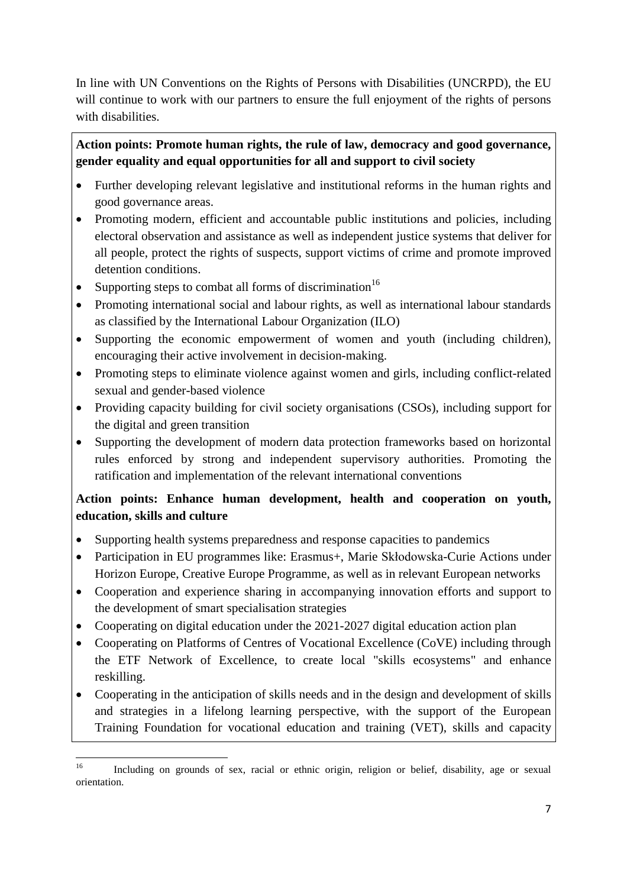In line with UN Conventions on the Rights of Persons with Disabilities (UNCRPD), the EU will continue to work with our partners to ensure the full enjoyment of the rights of persons with disabilities.

**Action points: Promote human rights, the rule of law, democracy and good governance, gender equality and equal opportunities for all and support to civil society**

- Further developing relevant legislative and institutional reforms in the human rights and good governance areas.
- Promoting modern, efficient and accountable public institutions and policies, including electoral observation and assistance as well as independent justice systems that deliver for all people, protect the rights of suspects, support victims of crime and promote improved detention conditions.
- Supporting steps to combat all forms of discrimination[16]
- Promoting international social and labour rights, as well as international labour standards as classified by the International Labour Organization (ILO)
- Supporting the economic empowerment of women and youth (including children), encouraging their active involvement in decision-making.
- Promoting steps to eliminate violence against women and girls, including conflict-related sexual and gender-based violence
- Providing capacity building for civil society organisations (CSOs), including support for the digital and green transition
- Supporting the development of modern data protection frameworks based on horizontal rules enforced by strong and independent supervisory authorities. Promoting the ratification and implementation of the relevant international conventions

**Action points: Enhance human development, health and cooperation on youth, education, skills and culture**

- Supporting health systems preparedness and response capacities to pandemics
- Participation in EU programmes like: Erasmus+, Marie Skłodowska-Curie Actions under Horizon Europe, Creative Europe Programme, as well as in relevant European networks
- Cooperation and experience sharing in accompanying innovation efforts and support to the development of smart specialisation strategies
- Cooperating on digital education under the 2021-2027 digital education action plan
- Cooperating on Platforms of Centres of Vocational Excellence (CoVE) including through the ETF Network of Excellence, to create local "skills ecosystems" and enhance reskilling.
- Cooperating in the anticipation of skills needs and in the design and development of skills and strategies in a lifelong learning perspective, with the support of the European Training Foundation for vocational education and training (VET), skills and capacity

[16] Including on grounds of sex, racial or ethnic origin, religion or belief, disability, age or sexual orientation.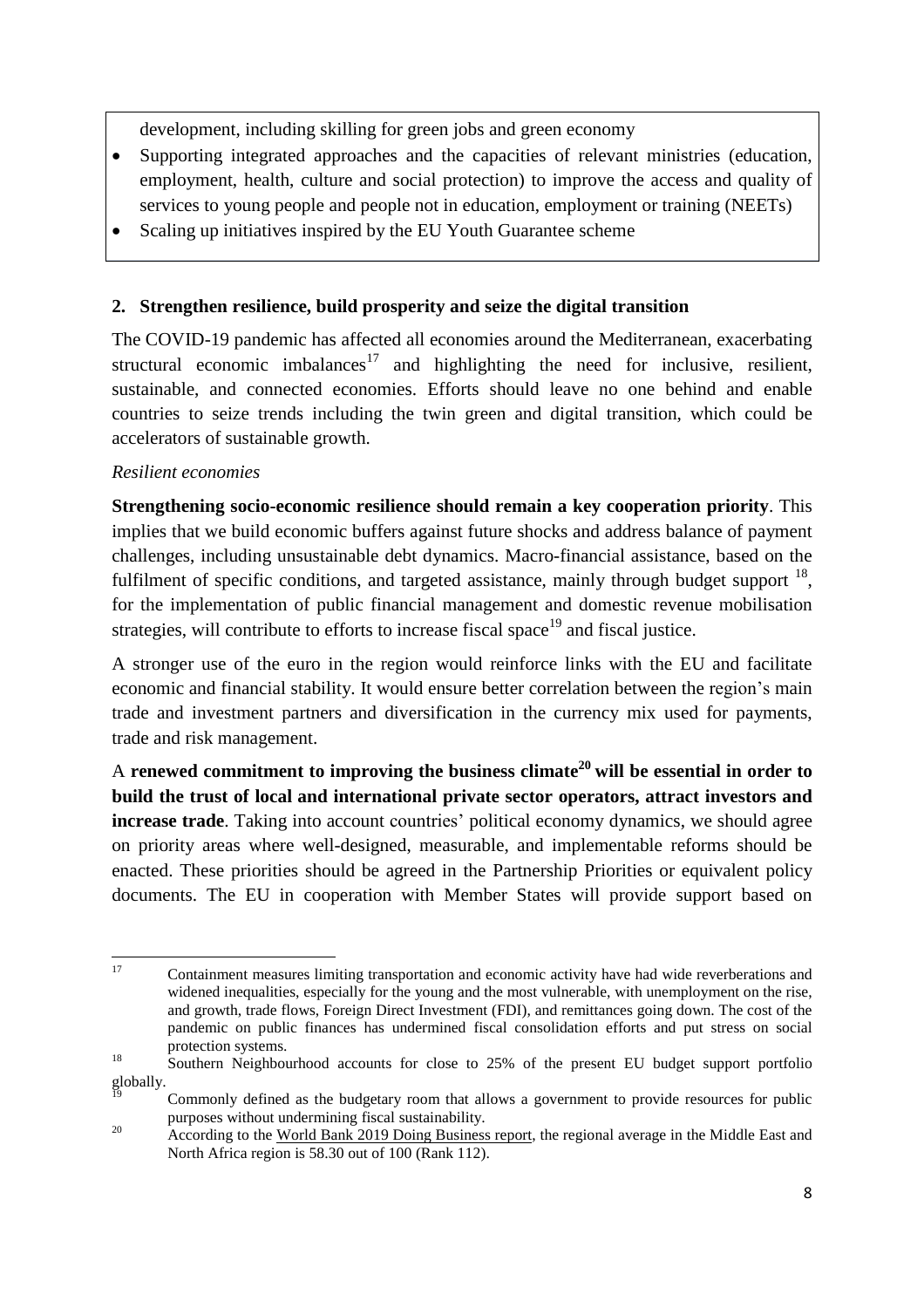development, including skilling for green jobs and green economy

- Supporting integrated approaches and the capacities of relevant ministries (education, employment, health, culture and social protection) to improve the access and quality of services to young people and people not in education, employment or training (NEETs)
- Scaling up initiatives inspired by the EU Youth Guarantee scheme

## 2. Strengthen resilience, build prosperity and seize the digital transition

The COVID-19 pandemic has affected all economies around the Mediterranean, exacerbating structural economic imbalances[17] and highlighting the need for inclusive, resilient, sustainable, and connected economies. Efforts should leave no one behind and enable countries to seize trends including the twin green and digital transition, which could be accelerators of sustainable growth.

*Resilient economies*

**Strengthening socio-economic resilience should remain a key cooperation priority**. This implies that we build economic buffers against future shocks and address balance of payment challenges, including unsustainable debt dynamics. Macro-financial assistance, based on the fulfilment of specific conditions, and targeted assistance, mainly through budget support [18], for the implementation of public financial management and domestic revenue mobilisation strategies, will contribute to efforts to increase fiscal space[19] and fiscal justice.

A stronger use of the euro in the region would reinforce links with the EU and facilitate economic and financial stability. It would ensure better correlation between the region's main trade and investment partners and diversification in the currency mix used for payments, trade and risk management.

A **renewed commitment to improving the business climate[20] will be essential in order to build the trust of local and international private sector operators, attract investors and increase trade**. Taking into account countries' political economy dynamics, we should agree on priority areas where well-designed, measurable, and implementable reforms should be enacted. These priorities should be agreed in the Partnership Priorities or equivalent policy documents. The EU in cooperation with Member States will provide support based on

---

[17] Containment measures limiting transportation and economic activity have had wide reverberations and widened inequalities, especially for the young and the most vulnerable, with unemployment on the rise, and growth, trade flows, Foreign Direct Investment (FDI), and remittances going down. The cost of the pandemic on public finances has undermined fiscal consolidation efforts and put stress on social protection systems.

[18] Southern Neighbourhood accounts for close to 25% of the present EU budget support portfolio globally.

[19] Commonly defined as the budgetary room that allows a government to provide resources for public purposes without undermining fiscal sustainability.

[20] According to the World Bank 2019 Doing Business report, the regional average in the Middle East and North Africa region is 58.30 out of 100 (Rank 112).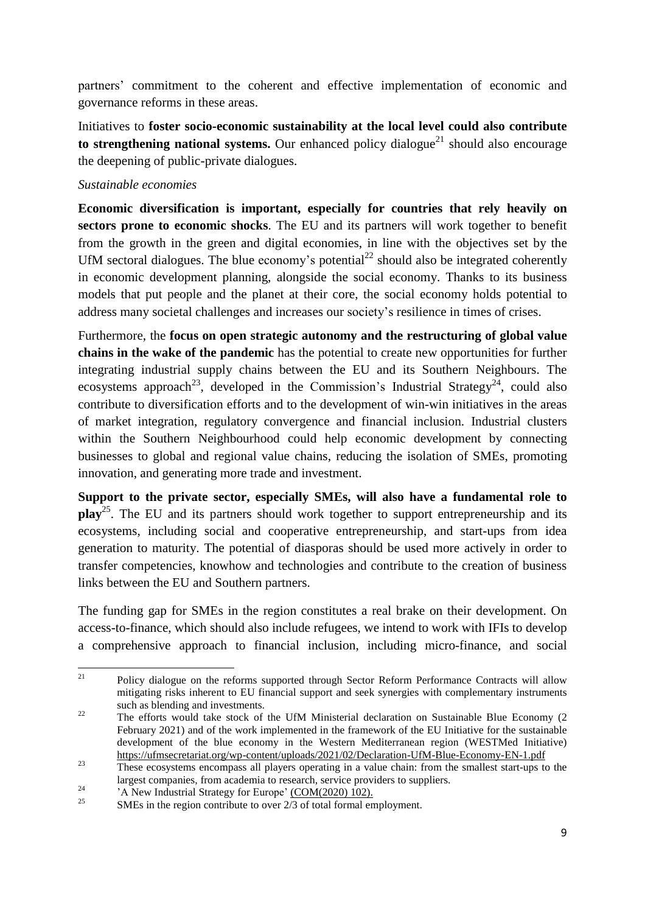partners' commitment to the coherent and effective implementation of economic and governance reforms in these areas.

Initiatives to **foster socio-economic sustainability at the local level could also contribute to strengthening national systems.** Our enhanced policy dialogue[21] should also encourage the deepening of public-private dialogues.

*Sustainable economies*

**Economic diversification is important, especially for countries that rely heavily on sectors prone to economic shocks**. The EU and its partners will work together to benefit from the growth in the green and digital economies, in line with the objectives set by the UfM sectoral dialogues. The blue economy's potential[22] should also be integrated coherently in economic development planning, alongside the social economy. Thanks to its business models that put people and the planet at their core, the social economy holds potential to address many societal challenges and increases our society's resilience in times of crises.

Furthermore, the **focus on open strategic autonomy and the restructuring of global value chains in the wake of the pandemic** has the potential to create new opportunities for further integrating industrial supply chains between the EU and its Southern Neighbours. The ecosystems approach[23], developed in the Commission's Industrial Strategy[24], could also contribute to diversification efforts and to the development of win-win initiatives in the areas of market integration, regulatory convergence and financial inclusion. Industrial clusters within the Southern Neighbourhood could help economic development by connecting businesses to global and regional value chains, reducing the isolation of SMEs, promoting innovation, and generating more trade and investment.

**Support to the private sector, especially SMEs, will also have a fundamental role to play**[25]. The EU and its partners should work together to support entrepreneurship and its ecosystems, including social and cooperative entrepreneurship, and start-ups from idea generation to maturity. The potential of diasporas should be used more actively in order to transfer competencies, knowhow and technologies and contribute to the creation of business links between the EU and Southern partners.

The funding gap for SMEs in the region constitutes a real brake on their development. On access-to-finance, which should also include refugees, we intend to work with IFIs to develop a comprehensive approach to financial inclusion, including micro-finance, and social

---

[21] Policy dialogue on the reforms supported through Sector Reform Performance Contracts will allow mitigating risks inherent to EU financial support and seek synergies with complementary instruments such as blending and investments.

[22] The efforts would take stock of the UfM Ministerial declaration on Sustainable Blue Economy (2 February 2021) and of the work implemented in the framework of the EU Initiative for the sustainable development of the blue economy in the Western Mediterranean region (WESTMed Initiative) https://ufmsecretariat.org/wp-content/uploads/2021/02/Declaration-UfM-Blue-Economy-EN-1.pdf

[23] These ecosystems encompass all players operating in a value chain: from the smallest start-ups to the largest companies, from academia to research, service providers to suppliers.

[24] 'A New Industrial Strategy for Europe' (COM(2020) 102).

[25] SMEs in the region contribute to over 2/3 of total formal employment.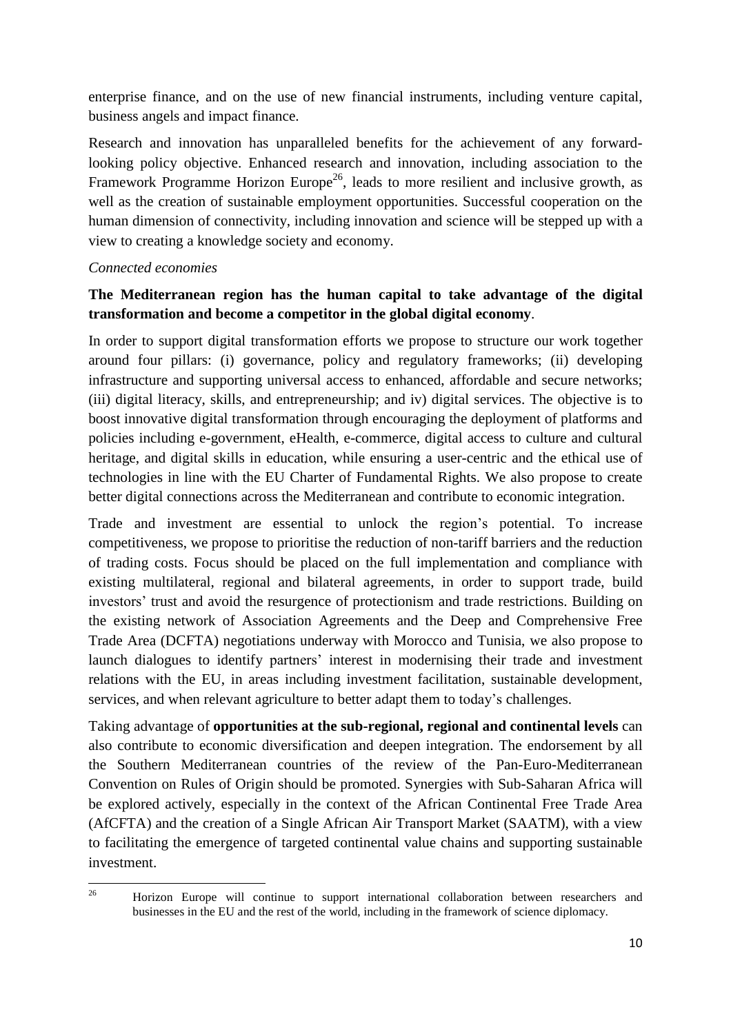enterprise finance, and on the use of new financial instruments, including venture capital, business angels and impact finance.

Research and innovation has unparalleled benefits for the achievement of any forward-looking policy objective. Enhanced research and innovation, including association to the Framework Programme Horizon Europe[26], leads to more resilient and inclusive growth, as well as the creation of sustainable employment opportunities. Successful cooperation on the human dimension of connectivity, including innovation and science will be stepped up with a view to creating a knowledge society and economy.

*Connected economies*

**The Mediterranean region has the human capital to take advantage of the digital transformation and become a competitor in the global digital economy**.

In order to support digital transformation efforts we propose to structure our work together around four pillars: (i) governance, policy and regulatory frameworks; (ii) developing infrastructure and supporting universal access to enhanced, affordable and secure networks; (iii) digital literacy, skills, and entrepreneurship; and iv) digital services. The objective is to boost innovative digital transformation through encouraging the deployment of platforms and policies including e-government, eHealth, e-commerce, digital access to culture and cultural heritage, and digital skills in education, while ensuring a user-centric and the ethical use of technologies in line with the EU Charter of Fundamental Rights. We also propose to create better digital connections across the Mediterranean and contribute to economic integration.

Trade and investment are essential to unlock the region's potential. To increase competitiveness, we propose to prioritise the reduction of non-tariff barriers and the reduction of trading costs. Focus should be placed on the full implementation and compliance with existing multilateral, regional and bilateral agreements, in order to support trade, build investors' trust and avoid the resurgence of protectionism and trade restrictions. Building on the existing network of Association Agreements and the Deep and Comprehensive Free Trade Area (DCFTA) negotiations underway with Morocco and Tunisia, we also propose to launch dialogues to identify partners' interest in modernising their trade and investment relations with the EU, in areas including investment facilitation, sustainable development, services, and when relevant agriculture to better adapt them to today's challenges.

Taking advantage of **opportunities at the sub-regional, regional and continental levels** can also contribute to economic diversification and deepen integration. The endorsement by all the Southern Mediterranean countries of the review of the Pan-Euro-Mediterranean Convention on Rules of Origin should be promoted. Synergies with Sub-Saharan Africa will be explored actively, especially in the context of the African Continental Free Trade Area (AfCFTA) and the creation of a Single African Air Transport Market (SAATM), with a view to facilitating the emergence of targeted continental value chains and supporting sustainable investment.

[26] Horizon Europe will continue to support international collaboration between researchers and businesses in the EU and the rest of the world, including in the framework of science diplomacy.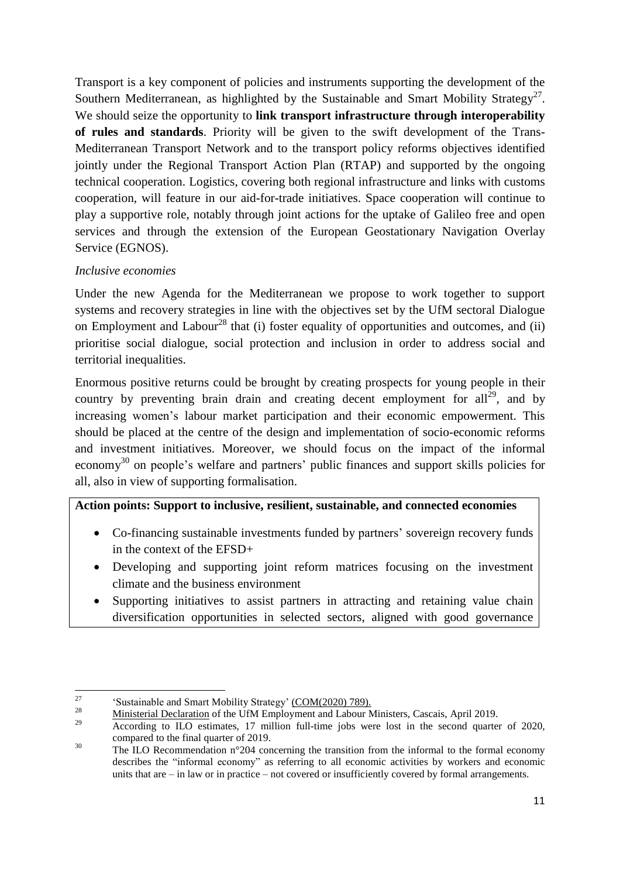Transport is a key component of policies and instruments supporting the development of the Southern Mediterranean, as highlighted by the Sustainable and Smart Mobility Strategy[27]. We should seize the opportunity to **link transport infrastructure through interoperability of rules and standards**. Priority will be given to the swift development of the Trans-Mediterranean Transport Network and to the transport policy reforms objectives identified jointly under the Regional Transport Action Plan (RTAP) and supported by the ongoing technical cooperation. Logistics, covering both regional infrastructure and links with customs cooperation, will feature in our aid-for-trade initiatives. Space cooperation will continue to play a supportive role, notably through joint actions for the uptake of Galileo free and open services and through the extension of the European Geostationary Navigation Overlay Service (EGNOS).

*Inclusive economies*

Under the new Agenda for the Mediterranean we propose to work together to support systems and recovery strategies in line with the objectives set by the UfM sectoral Dialogue on Employment and Labour[28] that (i) foster equality of opportunities and outcomes, and (ii) prioritise social dialogue, social protection and inclusion in order to address social and territorial inequalities.

Enormous positive returns could be brought by creating prospects for young people in their country by preventing brain drain and creating decent employment for all[29], and by increasing women's labour market participation and their economic empowerment. This should be placed at the centre of the design and implementation of socio-economic reforms and investment initiatives. Moreover, we should focus on the impact of the informal economy[30] on people's welfare and partners' public finances and support skills policies for all, also in view of supporting formalisation.

**Action points: Support to inclusive, resilient, sustainable, and connected economies**

- Co-financing sustainable investments funded by partners' sovereign recovery funds in the context of the EFSD+
- Developing and supporting joint reform matrices focusing on the investment climate and the business environment
- Supporting initiatives to assist partners in attracting and retaining value chain diversification opportunities in selected sectors, aligned with good governance

---

[27] 'Sustainable and Smart Mobility Strategy' (COM(2020) 789).

[28] Ministerial Declaration of the UfM Employment and Labour Ministers, Cascais, April 2019.

[29] According to ILO estimates, 17 million full-time jobs were lost in the second quarter of 2020, compared to the final quarter of 2019.

[30] The ILO Recommendation n°204 concerning the transition from the informal to the formal economy describes the "informal economy" as referring to all economic activities by workers and economic units that are – in law or in practice – not covered or insufficiently covered by formal arrangements.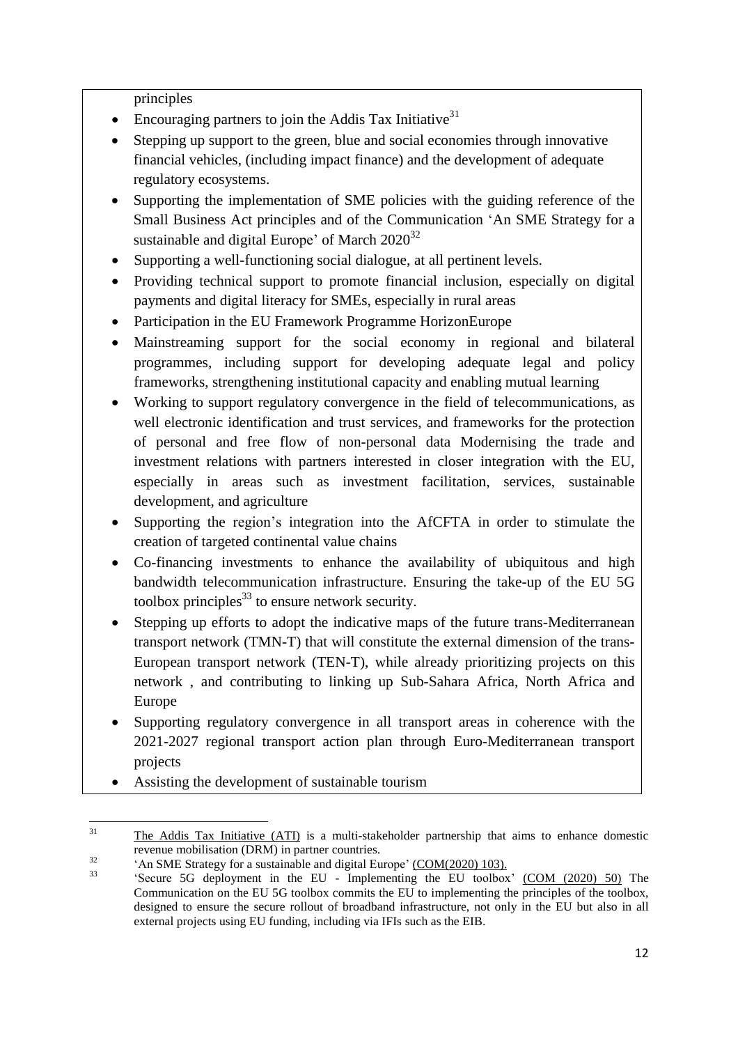principles

- Encouraging partners to join the Addis Tax Initiative[31]
- Stepping up support to the green, blue and social economies through innovative financial vehicles, (including impact finance) and the development of adequate regulatory ecosystems.
- Supporting the implementation of SME policies with the guiding reference of the Small Business Act principles and of the Communication 'An SME Strategy for a sustainable and digital Europe' of March 2020[32]
- Supporting a well-functioning social dialogue, at all pertinent levels.
- Providing technical support to promote financial inclusion, especially on digital payments and digital literacy for SMEs, especially in rural areas
- Participation in the EU Framework Programme HorizonEurope
- Mainstreaming support for the social economy in regional and bilateral programmes, including support for developing adequate legal and policy frameworks, strengthening institutional capacity and enabling mutual learning
- Working to support regulatory convergence in the field of telecommunications, as well electronic identification and trust services, and frameworks for the protection of personal and free flow of non-personal data Modernising the trade and investment relations with partners interested in closer integration with the EU, especially in areas such as investment facilitation, services, sustainable development, and agriculture
- Supporting the region's integration into the AfCFTA in order to stimulate the creation of targeted continental value chains
- Co-financing investments to enhance the availability of ubiquitous and high bandwidth telecommunication infrastructure. Ensuring the take-up of the EU 5G toolbox principles[33] to ensure network security.
- Stepping up efforts to adopt the indicative maps of the future trans-Mediterranean transport network (TMN-T) that will constitute the external dimension of the trans-European transport network (TEN-T), while already prioritizing projects on this network , and contributing to linking up Sub-Sahara Africa, North Africa and Europe
- Supporting regulatory convergence in all transport areas in coherence with the 2021-2027 regional transport action plan through Euro-Mediterranean transport projects
- Assisting the development of sustainable tourism

[31] The Addis Tax Initiative (ATI) is a multi-stakeholder partnership that aims to enhance domestic revenue mobilisation (DRM) in partner countries.

[32] 'An SME Strategy for a sustainable and digital Europe' (COM(2020) 103).

[33] 'Secure 5G deployment in the EU - Implementing the EU toolbox' (COM (2020) 50) The Communication on the EU 5G toolbox commits the EU to implementing the principles of the toolbox, designed to ensure the secure rollout of broadband infrastructure, not only in the EU but also in all external projects using EU funding, including via IFIs such as the EIB.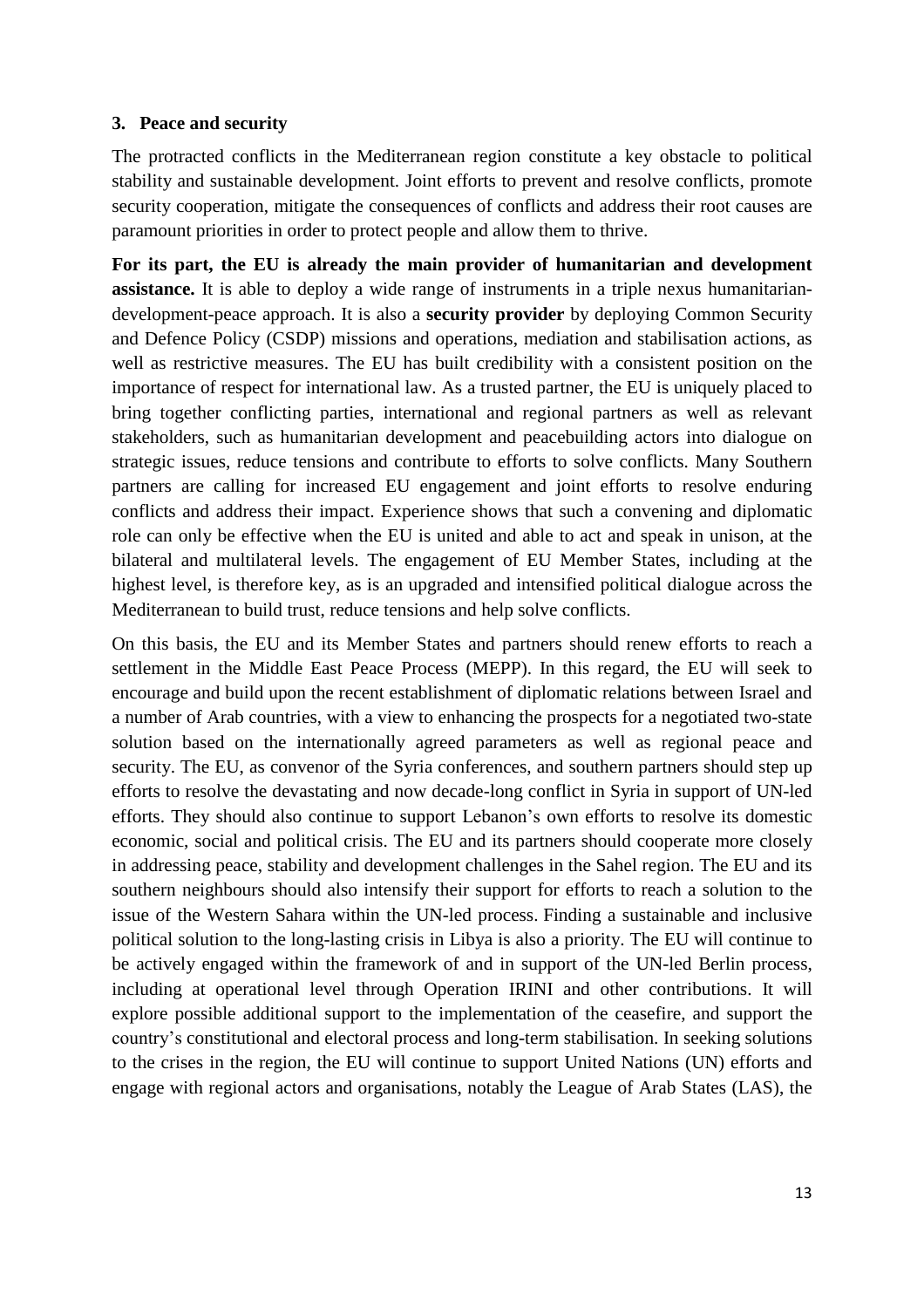### 3. Peace and security

The protracted conflicts in the Mediterranean region constitute a key obstacle to political stability and sustainable development. Joint efforts to prevent and resolve conflicts, promote security cooperation, mitigate the consequences of conflicts and address their root causes are paramount priorities in order to protect people and allow them to thrive.

**For its part, the EU is already the main provider of humanitarian and development assistance.** It is able to deploy a wide range of instruments in a triple nexus humanitarian-development-peace approach. It is also a **security provider** by deploying Common Security and Defence Policy (CSDP) missions and operations, mediation and stabilisation actions, as well as restrictive measures. The EU has built credibility with a consistent position on the importance of respect for international law. As a trusted partner, the EU is uniquely placed to bring together conflicting parties, international and regional partners as well as relevant stakeholders, such as humanitarian development and peacebuilding actors into dialogue on strategic issues, reduce tensions and contribute to efforts to solve conflicts. Many Southern partners are calling for increased EU engagement and joint efforts to resolve enduring conflicts and address their impact. Experience shows that such a convening and diplomatic role can only be effective when the EU is united and able to act and speak in unison, at the bilateral and multilateral levels. The engagement of EU Member States, including at the highest level, is therefore key, as is an upgraded and intensified political dialogue across the Mediterranean to build trust, reduce tensions and help solve conflicts.

On this basis, the EU and its Member States and partners should renew efforts to reach a settlement in the Middle East Peace Process (MEPP). In this regard, the EU will seek to encourage and build upon the recent establishment of diplomatic relations between Israel and a number of Arab countries, with a view to enhancing the prospects for a negotiated two-state solution based on the internationally agreed parameters as well as regional peace and security. The EU, as convenor of the Syria conferences, and southern partners should step up efforts to resolve the devastating and now decade-long conflict in Syria in support of UN-led efforts. They should also continue to support Lebanon's own efforts to resolve its domestic economic, social and political crisis. The EU and its partners should cooperate more closely in addressing peace, stability and development challenges in the Sahel region. The EU and its southern neighbours should also intensify their support for efforts to reach a solution to the issue of the Western Sahara within the UN-led process. Finding a sustainable and inclusive political solution to the long-lasting crisis in Libya is also a priority. The EU will continue to be actively engaged within the framework of and in support of the UN-led Berlin process, including at operational level through Operation IRINI and other contributions. It will explore possible additional support to the implementation of the ceasefire, and support the country's constitutional and electoral process and long-term stabilisation. In seeking solutions to the crises in the region, the EU will continue to support United Nations (UN) efforts and engage with regional actors and organisations, notably the League of Arab States (LAS), the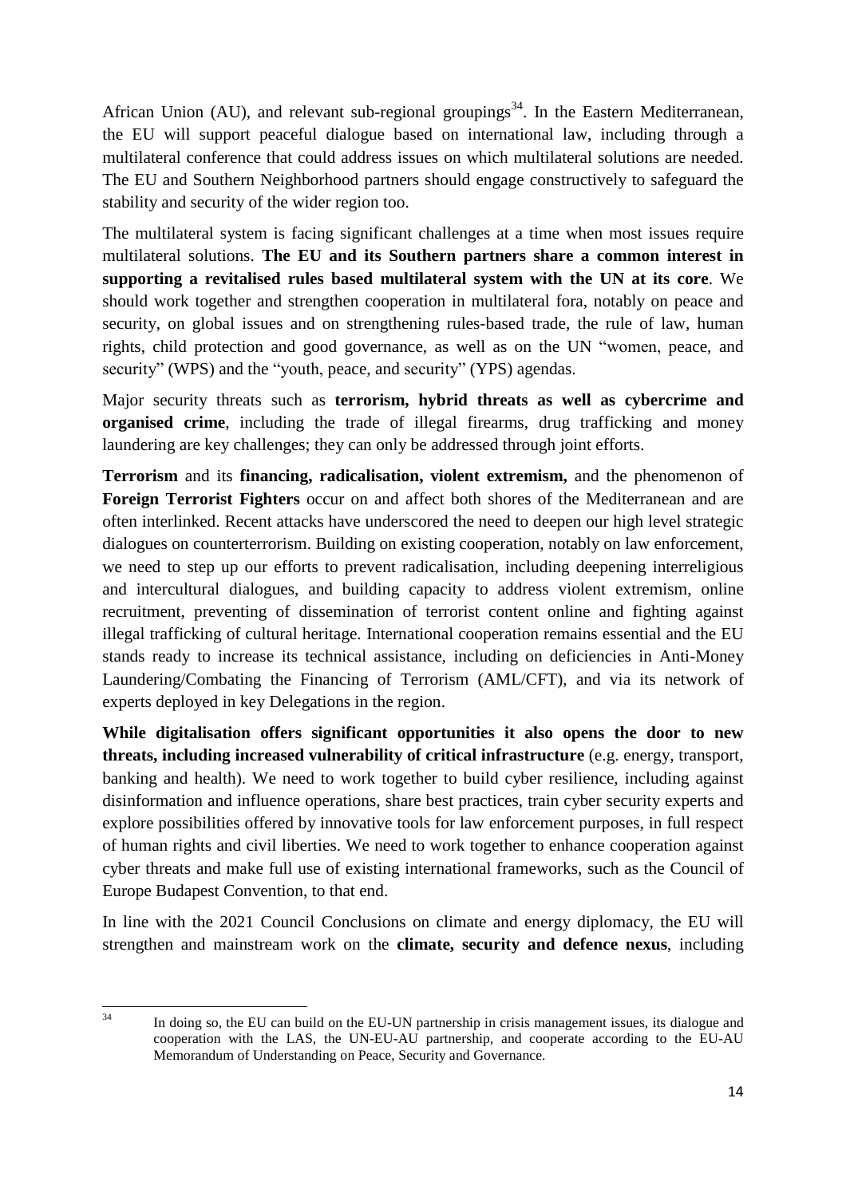African Union (AU), and relevant sub-regional groupings[34]. In the Eastern Mediterranean, the EU will support peaceful dialogue based on international law, including through a multilateral conference that could address issues on which multilateral solutions are needed. The EU and Southern Neighborhood partners should engage constructively to safeguard the stability and security of the wider region too.

The multilateral system is facing significant challenges at a time when most issues require multilateral solutions. **The EU and its Southern partners share a common interest in supporting a revitalised rules based multilateral system with the UN at its core**. We should work together and strengthen cooperation in multilateral fora, notably on peace and security, on global issues and on strengthening rules-based trade, the rule of law, human rights, child protection and good governance, as well as on the UN "women, peace, and security" (WPS) and the "youth, peace, and security" (YPS) agendas.

Major security threats such as **terrorism, hybrid threats as well as cybercrime and organised crime**, including the trade of illegal firearms, drug trafficking and money laundering are key challenges; they can only be addressed through joint efforts.

**Terrorism** and its **financing, radicalisation, violent extremism,** and the phenomenon of **Foreign Terrorist Fighters** occur on and affect both shores of the Mediterranean and are often interlinked. Recent attacks have underscored the need to deepen our high level strategic dialogues on counterterrorism. Building on existing cooperation, notably on law enforcement, we need to step up our efforts to prevent radicalisation, including deepening interreligious and intercultural dialogues, and building capacity to address violent extremism, online recruitment, preventing of dissemination of terrorist content online and fighting against illegal trafficking of cultural heritage. International cooperation remains essential and the EU stands ready to increase its technical assistance, including on deficiencies in Anti-Money Laundering/Combating the Financing of Terrorism (AML/CFT), and via its network of experts deployed in key Delegations in the region.

**While digitalisation offers significant opportunities it also opens the door to new threats, including increased vulnerability of critical infrastructure** (e.g. energy, transport, banking and health). We need to work together to build cyber resilience, including against disinformation and influence operations, share best practices, train cyber security experts and explore possibilities offered by innovative tools for law enforcement purposes, in full respect of human rights and civil liberties. We need to work together to enhance cooperation against cyber threats and make full use of existing international frameworks, such as the Council of Europe Budapest Convention, to that end.

In line with the 2021 Council Conclusions on climate and energy diplomacy, the EU will strengthen and mainstream work on the **climate, security and defence nexus**, including

[34] In doing so, the EU can build on the EU-UN partnership in crisis management issues, its dialogue and cooperation with the LAS, the UN-EU-AU partnership, and cooperate according to the EU-AU Memorandum of Understanding on Peace, Security and Governance.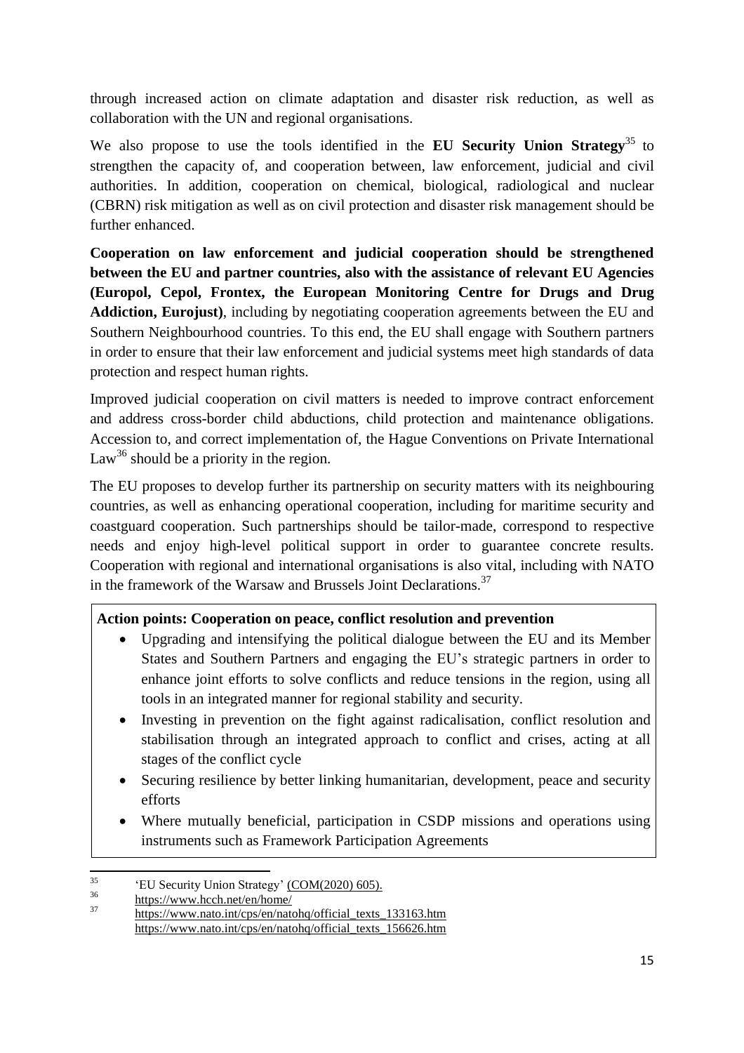through increased action on climate adaptation and disaster risk reduction, as well as collaboration with the UN and regional organisations.

We also propose to use the tools identified in the **EU Security Union Strategy**[35] to strengthen the capacity of, and cooperation between, law enforcement, judicial and civil authorities. In addition, cooperation on chemical, biological, radiological and nuclear (CBRN) risk mitigation as well as on civil protection and disaster risk management should be further enhanced.

**Cooperation on law enforcement and judicial cooperation should be strengthened between the EU and partner countries, also with the assistance of relevant EU Agencies (Europol, Cepol, Frontex, the European Monitoring Centre for Drugs and Drug Addiction, Eurojust)**, including by negotiating cooperation agreements between the EU and Southern Neighbourhood countries. To this end, the EU shall engage with Southern partners in order to ensure that their law enforcement and judicial systems meet high standards of data protection and respect human rights.

Improved judicial cooperation on civil matters is needed to improve contract enforcement and address cross-border child abductions, child protection and maintenance obligations. Accession to, and correct implementation of, the Hague Conventions on Private International Law[36] should be a priority in the region.

The EU proposes to develop further its partnership on security matters with its neighbouring countries, as well as enhancing operational cooperation, including for maritime security and coastguard cooperation. Such partnerships should be tailor-made, correspond to respective needs and enjoy high-level political support in order to guarantee concrete results. Cooperation with regional and international organisations is also vital, including with NATO in the framework of the Warsaw and Brussels Joint Declarations.[37]

**Action points: Cooperation on peace, conflict resolution and prevention**

- Upgrading and intensifying the political dialogue between the EU and its Member States and Southern Partners and engaging the EU's strategic partners in order to enhance joint efforts to solve conflicts and reduce tensions in the region, using all tools in an integrated manner for regional stability and security.
- Investing in prevention on the fight against radicalisation, conflict resolution and stabilisation through an integrated approach to conflict and crises, acting at all stages of the conflict cycle
- Securing resilience by better linking humanitarian, development, peace and security efforts
- Where mutually beneficial, participation in CSDP missions and operations using instruments such as Framework Participation Agreements

---

[35] 'EU Security Union Strategy' (COM(2020) 605).

[36] https://www.hcch.net/en/home/

[37] https://www.nato.int/cps/en/natohq/official_texts_133163.htm
https://www.nato.int/cps/en/natohq/official_texts_156626.htm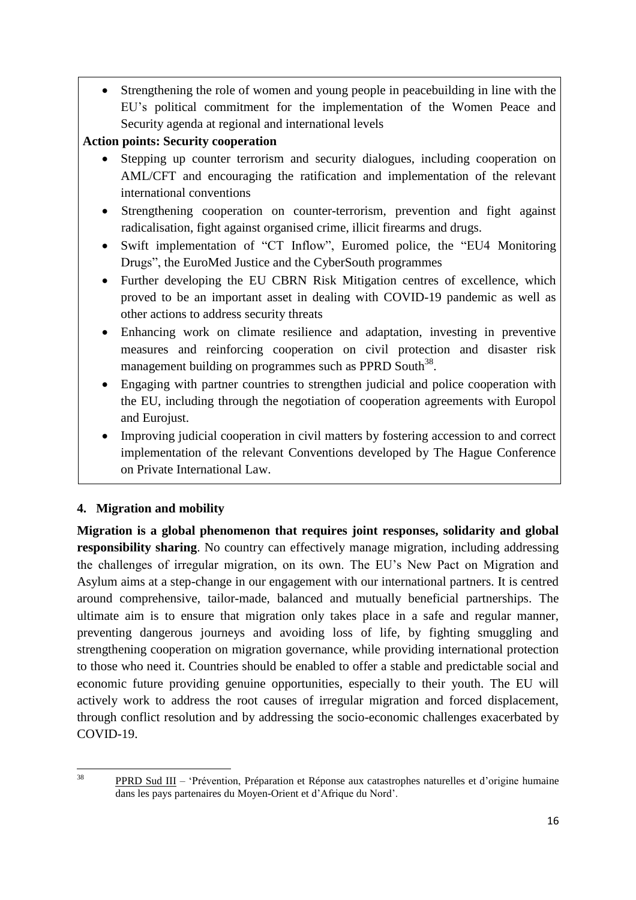- Strengthening the role of women and young people in peacebuilding in line with the EU's political commitment for the implementation of the Women Peace and Security agenda at regional and international levels

**Action points: Security cooperation**

- Stepping up counter terrorism and security dialogues, including cooperation on AML/CFT and encouraging the ratification and implementation of the relevant international conventions
- Strengthening cooperation on counter-terrorism, prevention and fight against radicalisation, fight against organised crime, illicit firearms and drugs.
- Swift implementation of "CT Inflow", Euromed police, the "EU4 Monitoring Drugs", the EuroMed Justice and the CyberSouth programmes
- Further developing the EU CBRN Risk Mitigation centres of excellence, which proved to be an important asset in dealing with COVID-19 pandemic as well as other actions to address security threats
- Enhancing work on climate resilience and adaptation, investing in preventive measures and reinforcing cooperation on civil protection and disaster risk management building on programmes such as PPRD South[38].
- Engaging with partner countries to strengthen judicial and police cooperation with the EU, including through the negotiation of cooperation agreements with Europol and Eurojust.
- Improving judicial cooperation in civil matters by fostering accession to and correct implementation of the relevant Conventions developed by The Hague Conference on Private International Law.

## 4. Migration and mobility

**Migration is a global phenomenon that requires joint responses, solidarity and global responsibility sharing**. No country can effectively manage migration, including addressing the challenges of irregular migration, on its own. The EU's New Pact on Migration and Asylum aims at a step-change in our engagement with our international partners. It is centred around comprehensive, tailor-made, balanced and mutually beneficial partnerships. The ultimate aim is to ensure that migration only takes place in a safe and regular manner, preventing dangerous journeys and avoiding loss of life, by fighting smuggling and strengthening cooperation on migration governance, while providing international protection to those who need it. Countries should be enabled to offer a stable and predictable social and economic future providing genuine opportunities, especially to their youth. The EU will actively work to address the root causes of irregular migration and forced displacement, through conflict resolution and by addressing the socio-economic challenges exacerbated by COVID-19.

[38] PPRD Sud III – 'Prévention, Préparation et Réponse aux catastrophes naturelles et d'origine humaine dans les pays partenaires du Moyen-Orient et d'Afrique du Nord'.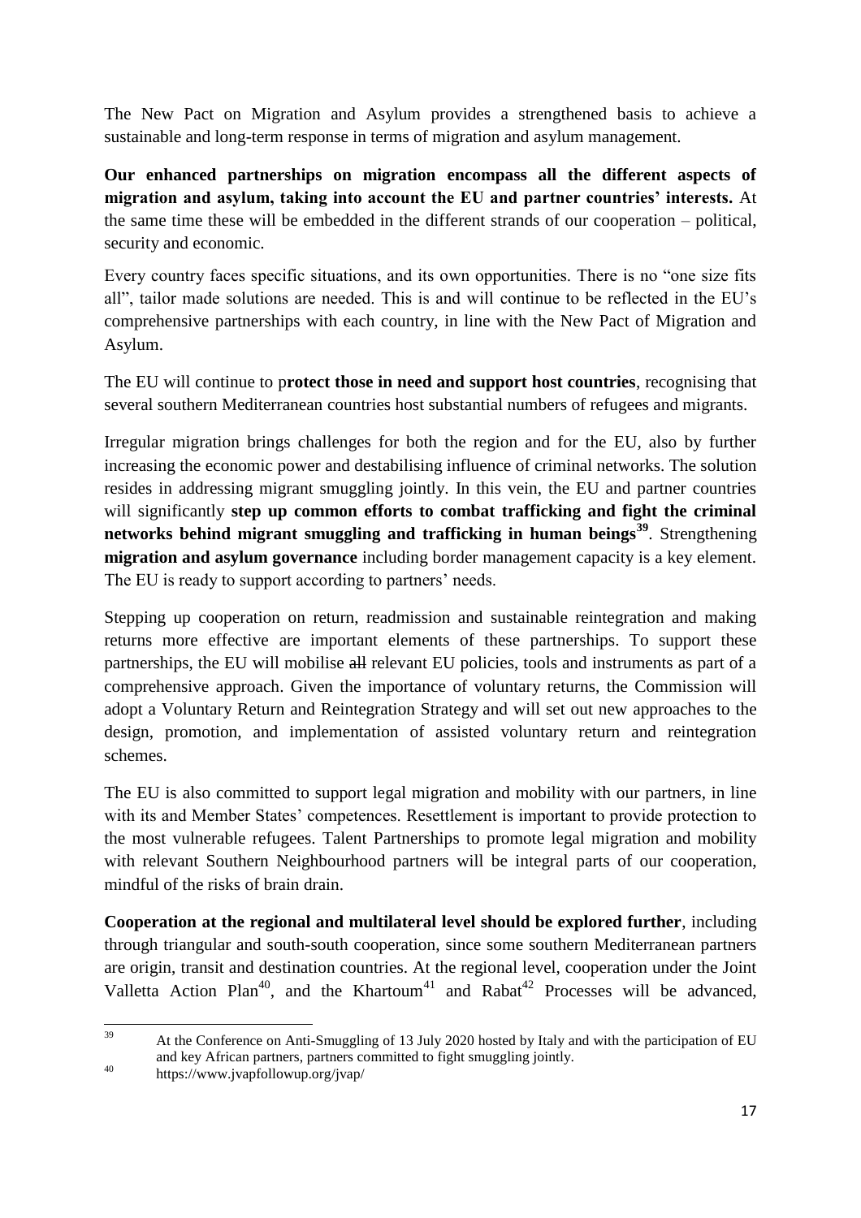The New Pact on Migration and Asylum provides a strengthened basis to achieve a sustainable and long-term response in terms of migration and asylum management.

**Our enhanced partnerships on migration encompass all the different aspects of migration and asylum, taking into account the EU and partner countries' interests.** At the same time these will be embedded in the different strands of our cooperation – political, security and economic.

Every country faces specific situations, and its own opportunities. There is no "one size fits all", tailor made solutions are needed. This is and will continue to be reflected in the EU's comprehensive partnerships with each country, in line with the New Pact of Migration and Asylum.

The EU will continue to p**rotect those in need and support host countries**, recognising that several southern Mediterranean countries host substantial numbers of refugees and migrants.

Irregular migration brings challenges for both the region and for the EU, also by further increasing the economic power and destabilising influence of criminal networks. The solution resides in addressing migrant smuggling jointly. In this vein, the EU and partner countries will significantly **step up common efforts to combat trafficking and fight the criminal networks behind migrant smuggling and trafficking in human beings**[39]. Strengthening **migration and asylum governance** including border management capacity is a key element. The EU is ready to support according to partners' needs.

Stepping up cooperation on return, readmission and sustainable reintegration and making returns more effective are important elements of these partnerships. To support these partnerships, the EU will mobilise ~~all~~ relevant EU policies, tools and instruments as part of a comprehensive approach. Given the importance of voluntary returns, the Commission will adopt a Voluntary Return and Reintegration Strategy and will set out new approaches to the design, promotion, and implementation of assisted voluntary return and reintegration schemes.

The EU is also committed to support legal migration and mobility with our partners, in line with its and Member States' competences. Resettlement is important to provide protection to the most vulnerable refugees. Talent Partnerships to promote legal migration and mobility with relevant Southern Neighbourhood partners will be integral parts of our cooperation, mindful of the risks of brain drain.

**Cooperation at the regional and multilateral level should be explored further**, including through triangular and south-south cooperation, since some southern Mediterranean partners are origin, transit and destination countries. At the regional level, cooperation under the Joint Valletta Action Plan[40], and the Khartoum[41] and Rabat[42] Processes will be advanced,

---

[39] At the Conference on Anti-Smuggling of 13 July 2020 hosted by Italy and with the participation of EU and key African partners, partners committed to fight smuggling jointly.

[40] https://www.jvapfollowup.org/jvap/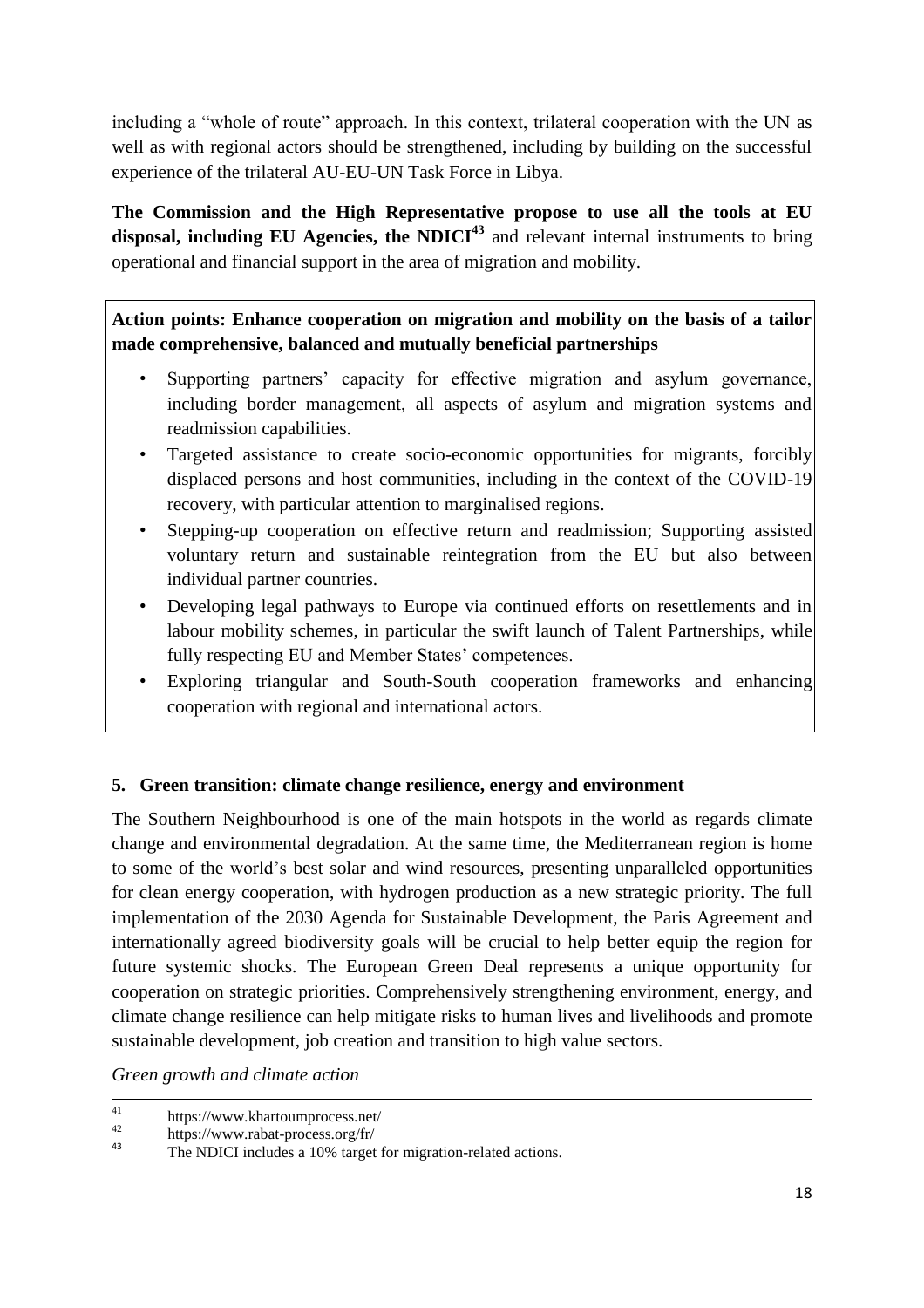including a "whole of route" approach. In this context, trilateral cooperation with the UN as well as with regional actors should be strengthened, including by building on the successful experience of the trilateral AU-EU-UN Task Force in Libya.

**The Commission and the High Representative propose to use all the tools at EU disposal, including EU Agencies, the NDICI**[43] and relevant internal instruments to bring operational and financial support in the area of migration and mobility.

**Action points: Enhance cooperation on migration and mobility on the basis of a tailor made comprehensive, balanced and mutually beneficial partnerships**

- Supporting partners' capacity for effective migration and asylum governance, including border management, all aspects of asylum and migration systems and readmission capabilities.
- Targeted assistance to create socio-economic opportunities for migrants, forcibly displaced persons and host communities, including in the context of the COVID-19 recovery, with particular attention to marginalised regions.
- Stepping-up cooperation on effective return and readmission; Supporting assisted voluntary return and sustainable reintegration from the EU but also between individual partner countries.
- Developing legal pathways to Europe via continued efforts on resettlements and in labour mobility schemes, in particular the swift launch of Talent Partnerships, while fully respecting EU and Member States' competences.
- Exploring triangular and South-South cooperation frameworks and enhancing cooperation with regional and international actors.

## 5. Green transition: climate change resilience, energy and environment

The Southern Neighbourhood is one of the main hotspots in the world as regards climate change and environmental degradation. At the same time, the Mediterranean region is home to some of the world's best solar and wind resources, presenting unparalleled opportunities for clean energy cooperation, with hydrogen production as a new strategic priority. The full implementation of the 2030 Agenda for Sustainable Development, the Paris Agreement and internationally agreed biodiversity goals will be crucial to help better equip the region for future systemic shocks. The European Green Deal represents a unique opportunity for cooperation on strategic priorities. Comprehensively strengthening environment, energy, and climate change resilience can help mitigate risks to human lives and livelihoods and promote sustainable development, job creation and transition to high value sectors.

*Green growth and climate action*

---

[41] https://www.khartoumprocess.net/

[42] https://www.rabat-process.org/fr/

[43] The NDICI includes a 10% target for migration-related actions.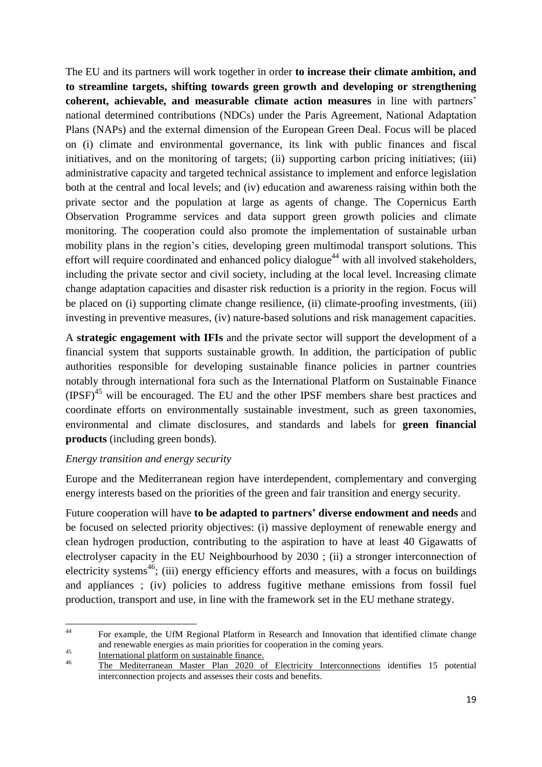The EU and its partners will work together in order **to increase their climate ambition, and to streamline targets, shifting towards green growth and developing or strengthening coherent, achievable, and measurable climate action measures** in line with partners' national determined contributions (NDCs) under the Paris Agreement, National Adaptation Plans (NAPs) and the external dimension of the European Green Deal. Focus will be placed on (i) climate and environmental governance, its link with public finances and fiscal initiatives, and on the monitoring of targets; (ii) supporting carbon pricing initiatives; (iii) administrative capacity and targeted technical assistance to implement and enforce legislation both at the central and local levels; and (iv) education and awareness raising within both the private sector and the population at large as agents of change. The Copernicus Earth Observation Programme services and data support green growth policies and climate monitoring. The cooperation could also promote the implementation of sustainable urban mobility plans in the region's cities, developing green multimodal transport solutions. This effort will require coordinated and enhanced policy dialogue[44] with all involved stakeholders, including the private sector and civil society, including at the local level. Increasing climate change adaptation capacities and disaster risk reduction is a priority in the region. Focus will be placed on (i) supporting climate change resilience, (ii) climate-proofing investments, (iii) investing in preventive measures, (iv) nature-based solutions and risk management capacities.

A **strategic engagement with IFIs** and the private sector will support the development of a financial system that supports sustainable growth. In addition, the participation of public authorities responsible for developing sustainable finance policies in partner countries notably through international fora such as the International Platform on Sustainable Finance (IPSF)[45] will be encouraged. The EU and the other IPSF members share best practices and coordinate efforts on environmentally sustainable investment, such as green taxonomies, environmental and climate disclosures, and standards and labels for **green financial products** (including green bonds).

*Energy transition and energy security*

Europe and the Mediterranean region have interdependent, complementary and converging energy interests based on the priorities of the green and fair transition and energy security.

Future cooperation will have **to be adapted to partners' diverse endowment and needs** and be focused on selected priority objectives: (i) massive deployment of renewable energy and clean hydrogen production, contributing to the aspiration to have at least 40 Gigawatts of electrolyser capacity in the EU Neighbourhood by 2030 ; (ii) a stronger interconnection of electricity systems[46]; (iii) energy efficiency efforts and measures, with a focus on buildings and appliances ; (iv) policies to address fugitive methane emissions from fossil fuel production, transport and use, in line with the framework set in the EU methane strategy.

---

[44] For example, the UfM Regional Platform in Research and Innovation that identified climate change and renewable energies as main priorities for cooperation in the coming years.

[45] International platform on sustainable finance.

[46] The Mediterranean Master Plan 2020 of Electricity Interconnections identifies 15 potential interconnection projects and assesses their costs and benefits.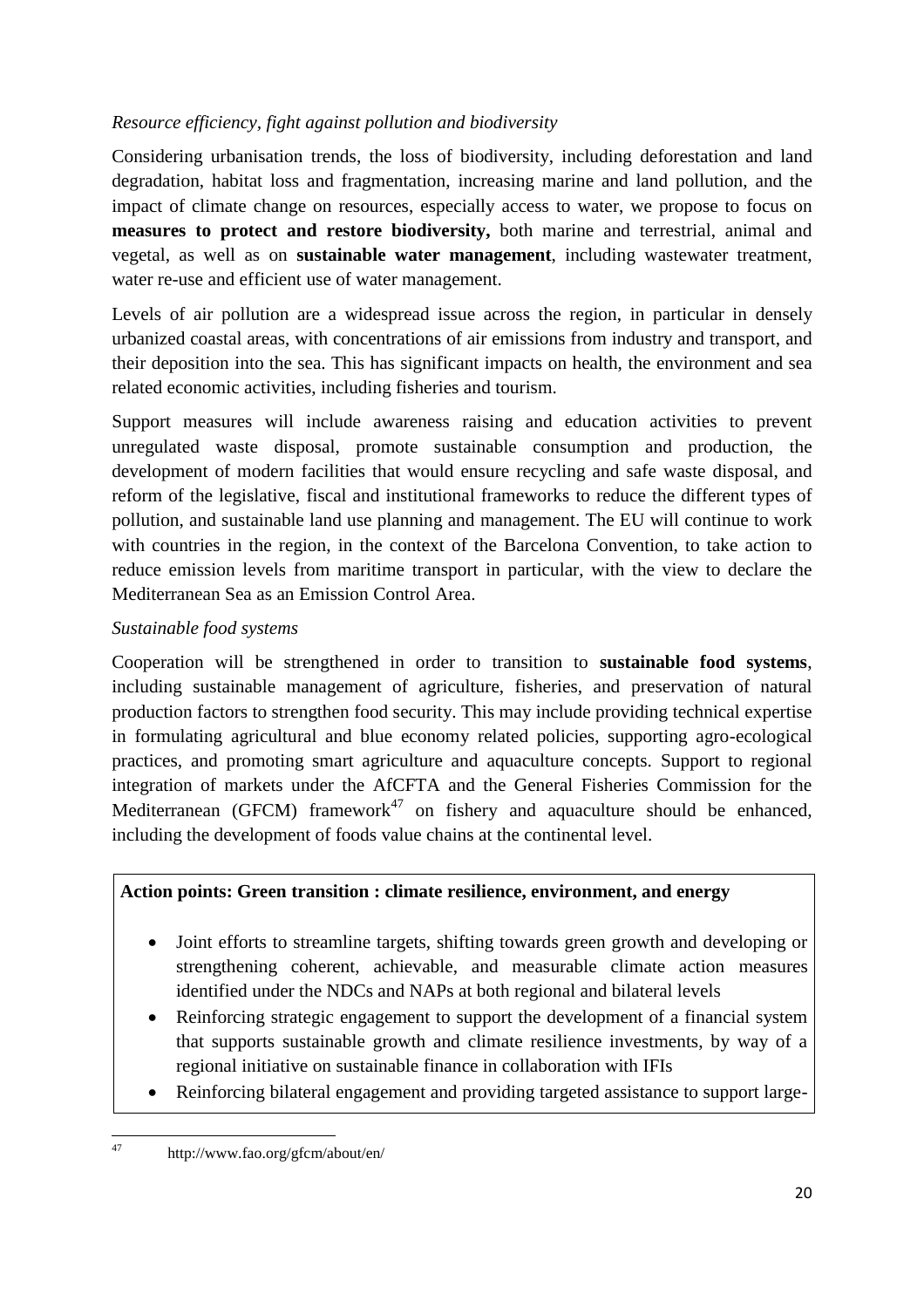*Resource efficiency, fight against pollution and biodiversity*

Considering urbanisation trends, the loss of biodiversity, including deforestation and land degradation, habitat loss and fragmentation, increasing marine and land pollution, and the impact of climate change on resources, especially access to water, we propose to focus on **measures to protect and restore biodiversity,** both marine and terrestrial, animal and vegetal, as well as on **sustainable water management**, including wastewater treatment, water re-use and efficient use of water management.

Levels of air pollution are a widespread issue across the region, in particular in densely urbanized coastal areas, with concentrations of air emissions from industry and transport, and their deposition into the sea. This has significant impacts on health, the environment and sea related economic activities, including fisheries and tourism.

Support measures will include awareness raising and education activities to prevent unregulated waste disposal, promote sustainable consumption and production, the development of modern facilities that would ensure recycling and safe waste disposal, and reform of the legislative, fiscal and institutional frameworks to reduce the different types of pollution, and sustainable land use planning and management. The EU will continue to work with countries in the region, in the context of the Barcelona Convention, to take action to reduce emission levels from maritime transport in particular, with the view to declare the Mediterranean Sea as an Emission Control Area.

*Sustainable food systems*

Cooperation will be strengthened in order to transition to **sustainable food systems**, including sustainable management of agriculture, fisheries, and preservation of natural production factors to strengthen food security. This may include providing technical expertise in formulating agricultural and blue economy related policies, supporting agro-ecological practices, and promoting smart agriculture and aquaculture concepts. Support to regional integration of markets under the AfCFTA and the General Fisheries Commission for the Mediterranean (GFCM) framework[47] on fishery and aquaculture should be enhanced, including the development of foods value chains at the continental level.

**Action points: Green transition : climate resilience, environment, and energy**

- Joint efforts to streamline targets, shifting towards green growth and developing or strengthening coherent, achievable, and measurable climate action measures identified under the NDCs and NAPs at both regional and bilateral levels
- Reinforcing strategic engagement to support the development of a financial system that supports sustainable growth and climate resilience investments, by way of a regional initiative on sustainable finance in collaboration with IFIs
- Reinforcing bilateral engagement and providing targeted assistance to support large-

[47] http://www.fao.org/gfcm/about/en/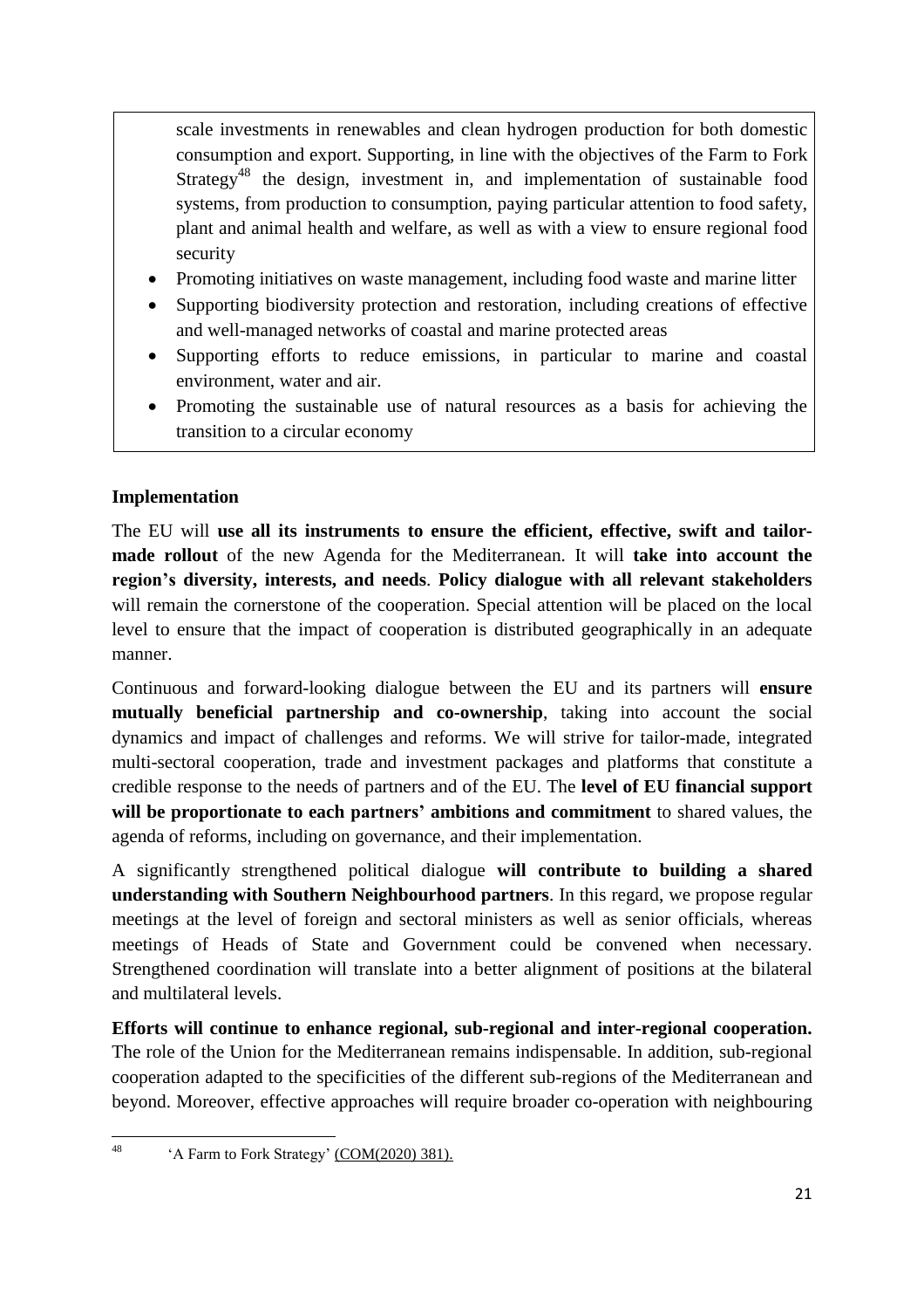scale investments in renewables and clean hydrogen production for both domestic consumption and export. Supporting, in line with the objectives of the Farm to Fork Strategy[48] the design, investment in, and implementation of sustainable food systems, from production to consumption, paying particular attention to food safety, plant and animal health and welfare, as well as with a view to ensure regional food security

- Promoting initiatives on waste management, including food waste and marine litter
- Supporting biodiversity protection and restoration, including creations of effective and well-managed networks of coastal and marine protected areas
- Supporting efforts to reduce emissions, in particular to marine and coastal environment, water and air.
- Promoting the sustainable use of natural resources as a basis for achieving the transition to a circular economy

**Implementation**

The EU will **use all its instruments to ensure the efficient, effective, swift and tailor-made rollout** of the new Agenda for the Mediterranean. It will **take into account the region's diversity, interests, and needs**. **Policy dialogue with all relevant stakeholders** will remain the cornerstone of the cooperation. Special attention will be placed on the local level to ensure that the impact of cooperation is distributed geographically in an adequate manner.

Continuous and forward-looking dialogue between the EU and its partners will **ensure mutually beneficial partnership and co-ownership**, taking into account the social dynamics and impact of challenges and reforms. We will strive for tailor-made, integrated multi-sectoral cooperation, trade and investment packages and platforms that constitute a credible response to the needs of partners and of the EU. The **level of EU financial support will be proportionate to each partners' ambitions and commitment** to shared values, the agenda of reforms, including on governance, and their implementation.

A significantly strengthened political dialogue **will contribute to building a shared understanding with Southern Neighbourhood partners**. In this regard, we propose regular meetings at the level of foreign and sectoral ministers as well as senior officials, whereas meetings of Heads of State and Government could be convened when necessary. Strengthened coordination will translate into a better alignment of positions at the bilateral and multilateral levels.

**Efforts will continue to enhance regional, sub-regional and inter-regional cooperation.** The role of the Union for the Mediterranean remains indispensable. In addition, sub-regional cooperation adapted to the specificities of the different sub-regions of the Mediterranean and beyond. Moreover, effective approaches will require broader co-operation with neighbouring

[48] 'A Farm to Fork Strategy' (COM(2020) 381).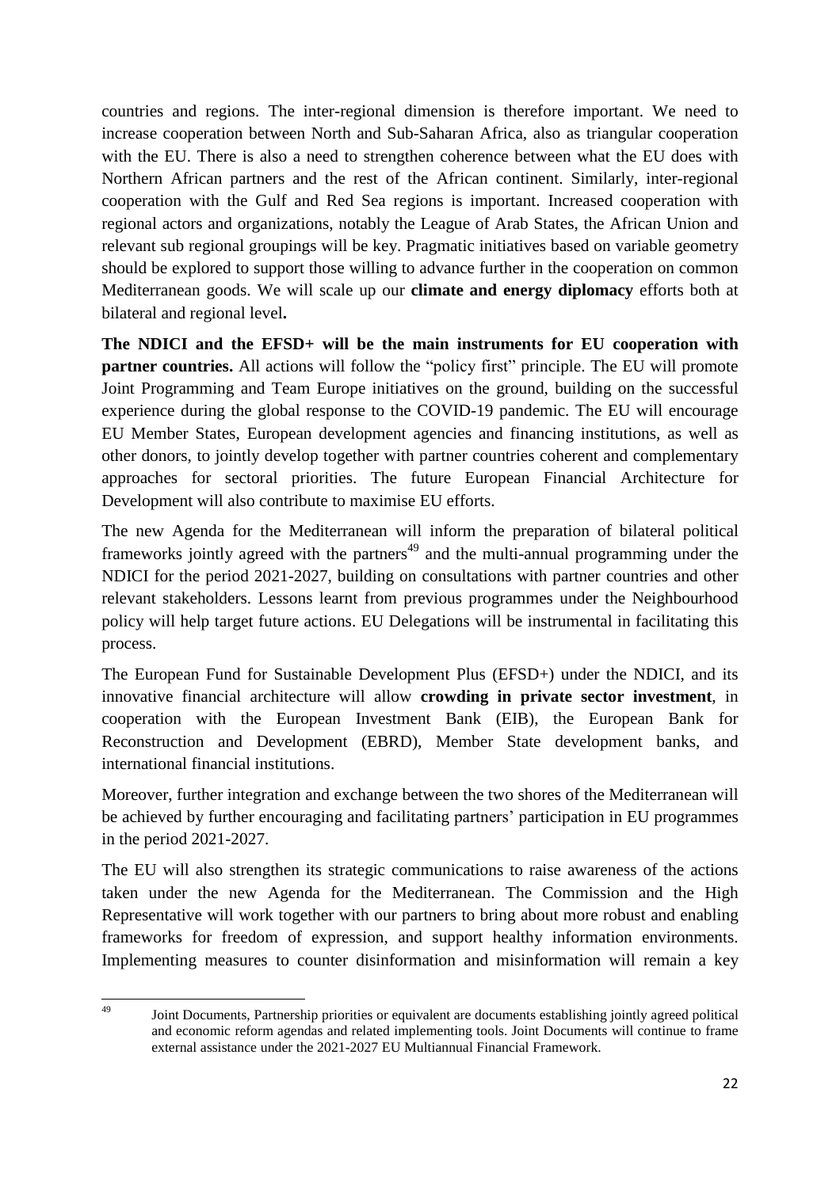countries and regions. The inter-regional dimension is therefore important. We need to increase cooperation between North and Sub-Saharan Africa, also as triangular cooperation with the EU. There is also a need to strengthen coherence between what the EU does with Northern African partners and the rest of the African continent. Similarly, inter-regional cooperation with the Gulf and Red Sea regions is important. Increased cooperation with regional actors and organizations, notably the League of Arab States, the African Union and relevant sub regional groupings will be key. Pragmatic initiatives based on variable geometry should be explored to support those willing to advance further in the cooperation on common Mediterranean goods. We will scale up our **climate and energy diplomacy** efforts both at bilateral and regional level**.**

**The NDICI and the EFSD+ will be the main instruments for EU cooperation with partner countries.** All actions will follow the "policy first" principle. The EU will promote Joint Programming and Team Europe initiatives on the ground, building on the successful experience during the global response to the COVID-19 pandemic. The EU will encourage EU Member States, European development agencies and financing institutions, as well as other donors, to jointly develop together with partner countries coherent and complementary approaches for sectoral priorities. The future European Financial Architecture for Development will also contribute to maximise EU efforts.

The new Agenda for the Mediterranean will inform the preparation of bilateral political frameworks jointly agreed with the partners[49] and the multi-annual programming under the NDICI for the period 2021-2027, building on consultations with partner countries and other relevant stakeholders. Lessons learnt from previous programmes under the Neighbourhood policy will help target future actions. EU Delegations will be instrumental in facilitating this process.

The European Fund for Sustainable Development Plus (EFSD+) under the NDICI, and its innovative financial architecture will allow **crowding in private sector investment**, in cooperation with the European Investment Bank (EIB), the European Bank for Reconstruction and Development (EBRD), Member State development banks, and international financial institutions.

Moreover, further integration and exchange between the two shores of the Mediterranean will be achieved by further encouraging and facilitating partners' participation in EU programmes in the period 2021-2027.

The EU will also strengthen its strategic communications to raise awareness of the actions taken under the new Agenda for the Mediterranean. The Commission and the High Representative will work together with our partners to bring about more robust and enabling frameworks for freedom of expression, and support healthy information environments. Implementing measures to counter disinformation and misinformation will remain a key

[49] Joint Documents, Partnership priorities or equivalent are documents establishing jointly agreed political and economic reform agendas and related implementing tools. Joint Documents will continue to frame external assistance under the 2021-2027 EU Multiannual Financial Framework.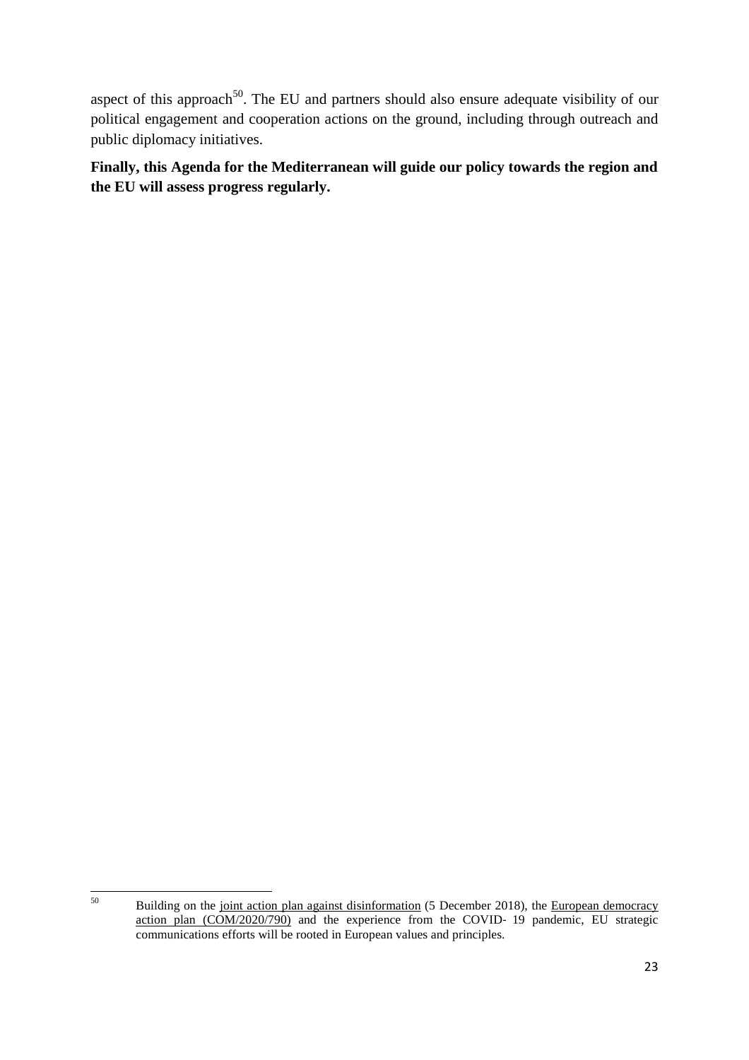aspect of this approach[50]. The EU and partners should also ensure adequate visibility of our political engagement and cooperation actions on the ground, including through outreach and public diplomacy initiatives.

**Finally, this Agenda for the Mediterranean will guide our policy towards the region and the EU will assess progress regularly.**

---

[50] Building on the joint action plan against disinformation (5 December 2018), the European democracy action plan (COM/2020/790) and the experience from the COVID- 19 pandemic, EU strategic communications efforts will be rooted in European values and principles.